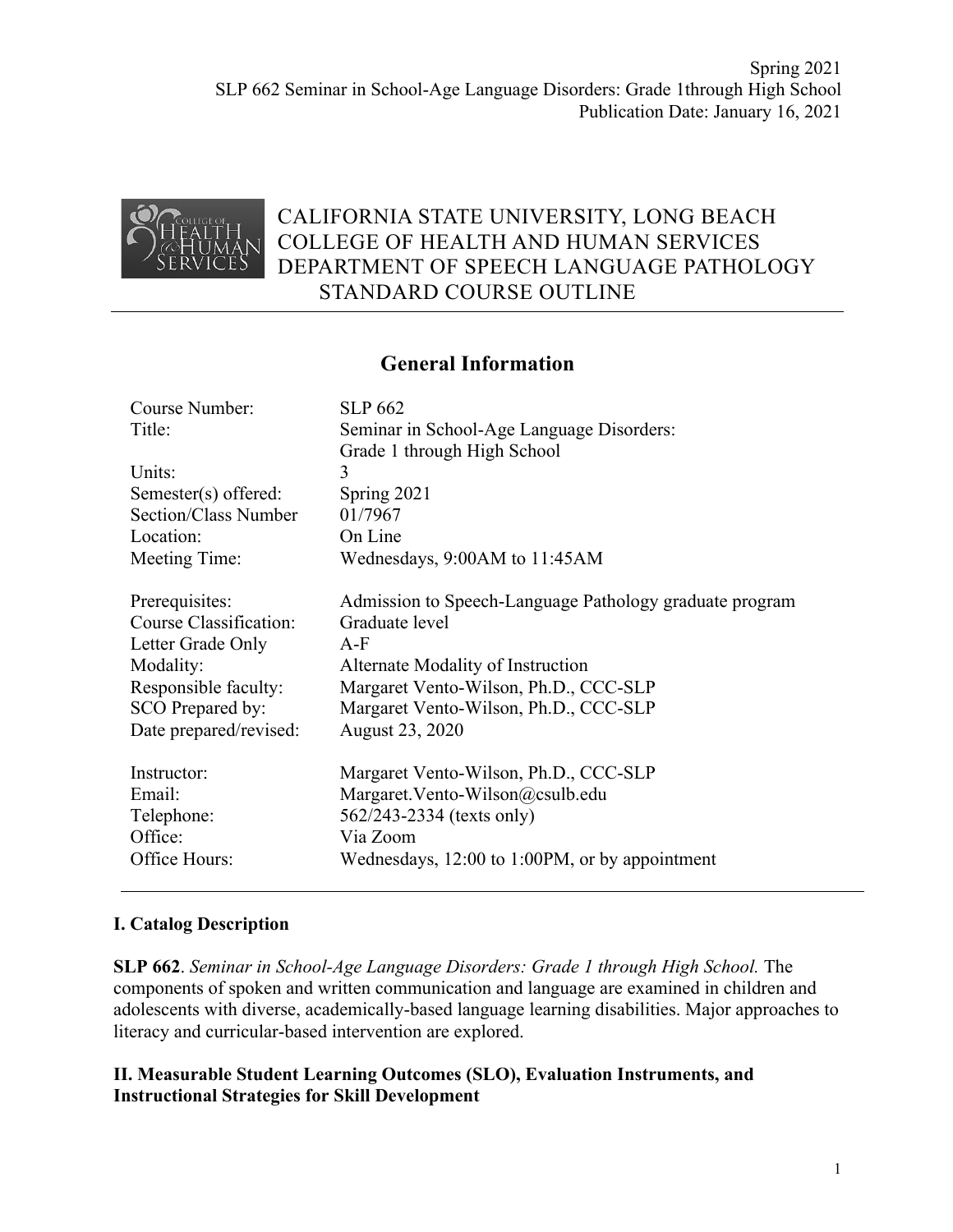CALIFORNIA STATE UNIVERSITY, LONG BEACH
COLLEGE OF HEALTH AND HUMAN SERVICES
DEPARTMENT OF SPEECH LANGUAGE PATHOLOGY
STANDARD COURSE OUTLINE

## General Information

| | |
|---|---|
| Course Number: | SLP 662 |
| Title: | Seminar in School-Age Language Disorders: Grade 1 through High School |
| Units: | 3 |
| Semester(s) offered: | Spring 2021 |
| Section/Class Number | 01/7967 |
| Location: | On Line |
| Meeting Time: | Wednesdays, 9:00AM to 11:45AM |
| Prerequisites: | Admission to Speech-Language Pathology graduate program |
| Course Classification: | Graduate level |
| Letter Grade Only | A-F |
| Modality: | Alternate Modality of Instruction |
| Responsible faculty: | Margaret Vento-Wilson, Ph.D., CCC-SLP |
| SCO Prepared by: | Margaret Vento-Wilson, Ph.D., CCC-SLP |
| Date prepared/revised: | August 23, 2020 |
| Instructor: | Margaret Vento-Wilson, Ph.D., CCC-SLP |
| Email: | Margaret.Vento-Wilson@csulb.edu |
| Telephone: | 562/243-2334 (texts only) |
| Office: | Via Zoom |
| Office Hours: | Wednesdays, 12:00 to 1:00PM, or by appointment |

### I. Catalog Description

**SLP 662**. *Seminar in School-Age Language Disorders: Grade 1 through High School.* The components of spoken and written communication and language are examined in children and adolescents with diverse, academically-based language learning disabilities. Major approaches to literacy and curricular-based intervention are explored.

### II. Measurable Student Learning Outcomes (SLO), Evaluation Instruments, and Instructional Strategies for Skill Development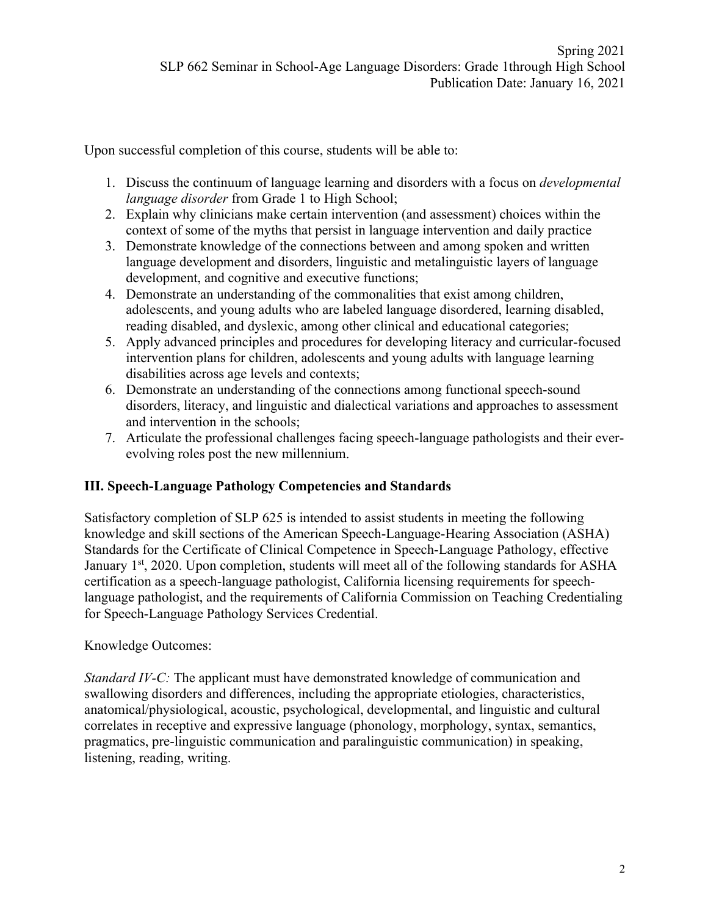Upon successful completion of this course, students will be able to:

1. Discuss the continuum of language learning and disorders with a focus on *developmental language disorder* from Grade 1 to High School;
2. Explain why clinicians make certain intervention (and assessment) choices within the context of some of the myths that persist in language intervention and daily practice
3. Demonstrate knowledge of the connections between and among spoken and written language development and disorders, linguistic and metalinguistic layers of language development, and cognitive and executive functions;
4. Demonstrate an understanding of the commonalities that exist among children, adolescents, and young adults who are labeled language disordered, learning disabled, reading disabled, and dyslexic, among other clinical and educational categories;
5. Apply advanced principles and procedures for developing literacy and curricular-focused intervention plans for children, adolescents and young adults with language learning disabilities across age levels and contexts;
6. Demonstrate an understanding of the connections among functional speech-sound disorders, literacy, and linguistic and dialectical variations and approaches to assessment and intervention in the schools;
7. Articulate the professional challenges facing speech-language pathologists and their ever-evolving roles post the new millennium.

## III. Speech-Language Pathology Competencies and Standards

Satisfactory completion of SLP 625 is intended to assist students in meeting the following knowledge and skill sections of the American Speech-Language-Hearing Association (ASHA) Standards for the Certificate of Clinical Competence in Speech-Language Pathology, effective January 1st, 2020. Upon completion, students will meet all of the following standards for ASHA certification as a speech-language pathologist, California licensing requirements for speech-language pathologist, and the requirements of California Commission on Teaching Credentialing for Speech-Language Pathology Services Credential.

Knowledge Outcomes:

*Standard IV-C:* The applicant must have demonstrated knowledge of communication and swallowing disorders and differences, including the appropriate etiologies, characteristics, anatomical/physiological, acoustic, psychological, developmental, and linguistic and cultural correlates in receptive and expressive language (phonology, morphology, syntax, semantics, pragmatics, pre-linguistic communication and paralinguistic communication) in speaking, listening, reading, writing.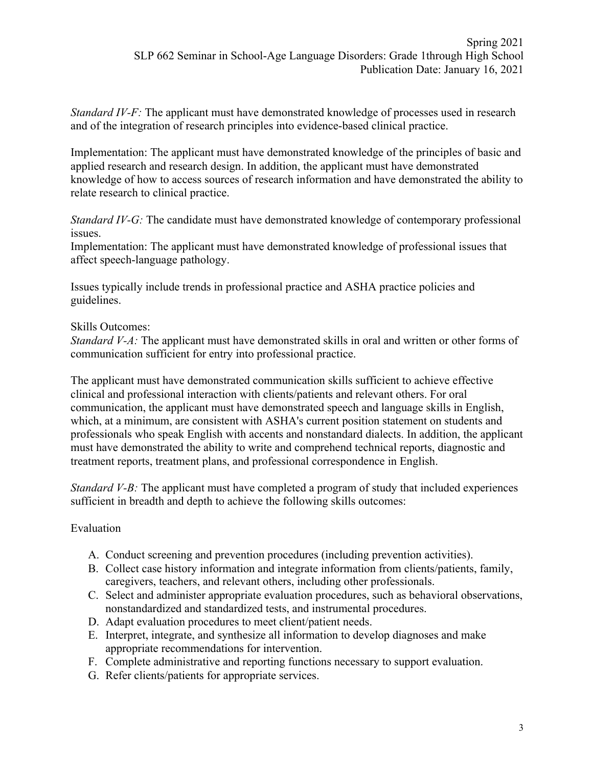*Standard IV-F:* The applicant must have demonstrated knowledge of processes used in research and of the integration of research principles into evidence-based clinical practice.

Implementation: The applicant must have demonstrated knowledge of the principles of basic and applied research and research design. In addition, the applicant must have demonstrated knowledge of how to access sources of research information and have demonstrated the ability to relate research to clinical practice.

*Standard IV-G:* The candidate must have demonstrated knowledge of contemporary professional issues.
Implementation: The applicant must have demonstrated knowledge of professional issues that affect speech-language pathology.

Issues typically include trends in professional practice and ASHA practice policies and guidelines.

Skills Outcomes:
*Standard V-A:* The applicant must have demonstrated skills in oral and written or other forms of communication sufficient for entry into professional practice.

The applicant must have demonstrated communication skills sufficient to achieve effective clinical and professional interaction with clients/patients and relevant others. For oral communication, the applicant must have demonstrated speech and language skills in English, which, at a minimum, are consistent with ASHA's current position statement on students and professionals who speak English with accents and nonstandard dialects. In addition, the applicant must have demonstrated the ability to write and comprehend technical reports, diagnostic and treatment reports, treatment plans, and professional correspondence in English.

*Standard V-B:* The applicant must have completed a program of study that included experiences sufficient in breadth and depth to achieve the following skills outcomes:

Evaluation

A. Conduct screening and prevention procedures (including prevention activities).
B. Collect case history information and integrate information from clients/patients, family, caregivers, teachers, and relevant others, including other professionals.
C. Select and administer appropriate evaluation procedures, such as behavioral observations, nonstandardized and standardized tests, and instrumental procedures.
D. Adapt evaluation procedures to meet client/patient needs.
E. Interpret, integrate, and synthesize all information to develop diagnoses and make appropriate recommendations for intervention.
F. Complete administrative and reporting functions necessary to support evaluation.
G. Refer clients/patients for appropriate services.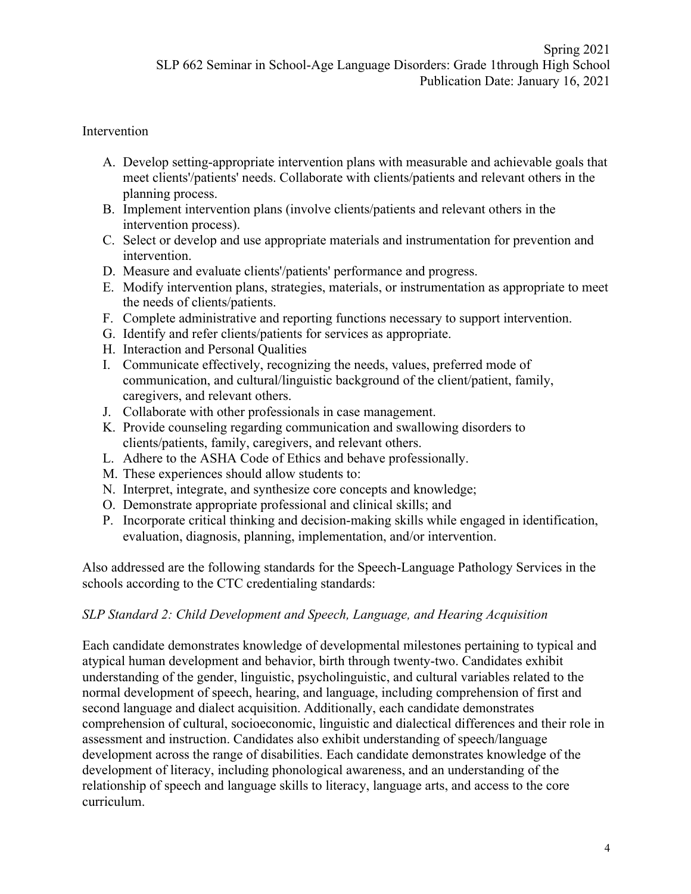Intervention

A. Develop setting-appropriate intervention plans with measurable and achievable goals that meet clients'/patients' needs. Collaborate with clients/patients and relevant others in the planning process.
B. Implement intervention plans (involve clients/patients and relevant others in the intervention process).
C. Select or develop and use appropriate materials and instrumentation for prevention and intervention.
D. Measure and evaluate clients'/patients' performance and progress.
E. Modify intervention plans, strategies, materials, or instrumentation as appropriate to meet the needs of clients/patients.
F. Complete administrative and reporting functions necessary to support intervention.
G. Identify and refer clients/patients for services as appropriate.
H. Interaction and Personal Qualities
I. Communicate effectively, recognizing the needs, values, preferred mode of communication, and cultural/linguistic background of the client/patient, family, caregivers, and relevant others.
J. Collaborate with other professionals in case management.
K. Provide counseling regarding communication and swallowing disorders to clients/patients, family, caregivers, and relevant others.
L. Adhere to the ASHA Code of Ethics and behave professionally.
M. These experiences should allow students to:
N. Interpret, integrate, and synthesize core concepts and knowledge;
O. Demonstrate appropriate professional and clinical skills; and
P. Incorporate critical thinking and decision-making skills while engaged in identification, evaluation, diagnosis, planning, implementation, and/or intervention.

Also addressed are the following standards for the Speech-Language Pathology Services in the schools according to the CTC credentialing standards:

*SLP Standard 2: Child Development and Speech, Language, and Hearing Acquisition*

Each candidate demonstrates knowledge of developmental milestones pertaining to typical and atypical human development and behavior, birth through twenty-two. Candidates exhibit understanding of the gender, linguistic, psycholinguistic, and cultural variables related to the normal development of speech, hearing, and language, including comprehension of first and second language and dialect acquisition. Additionally, each candidate demonstrates comprehension of cultural, socioeconomic, linguistic and dialectical differences and their role in assessment and instruction. Candidates also exhibit understanding of speech/language development across the range of disabilities. Each candidate demonstrates knowledge of the development of literacy, including phonological awareness, and an understanding of the relationship of speech and language skills to literacy, language arts, and access to the core curriculum.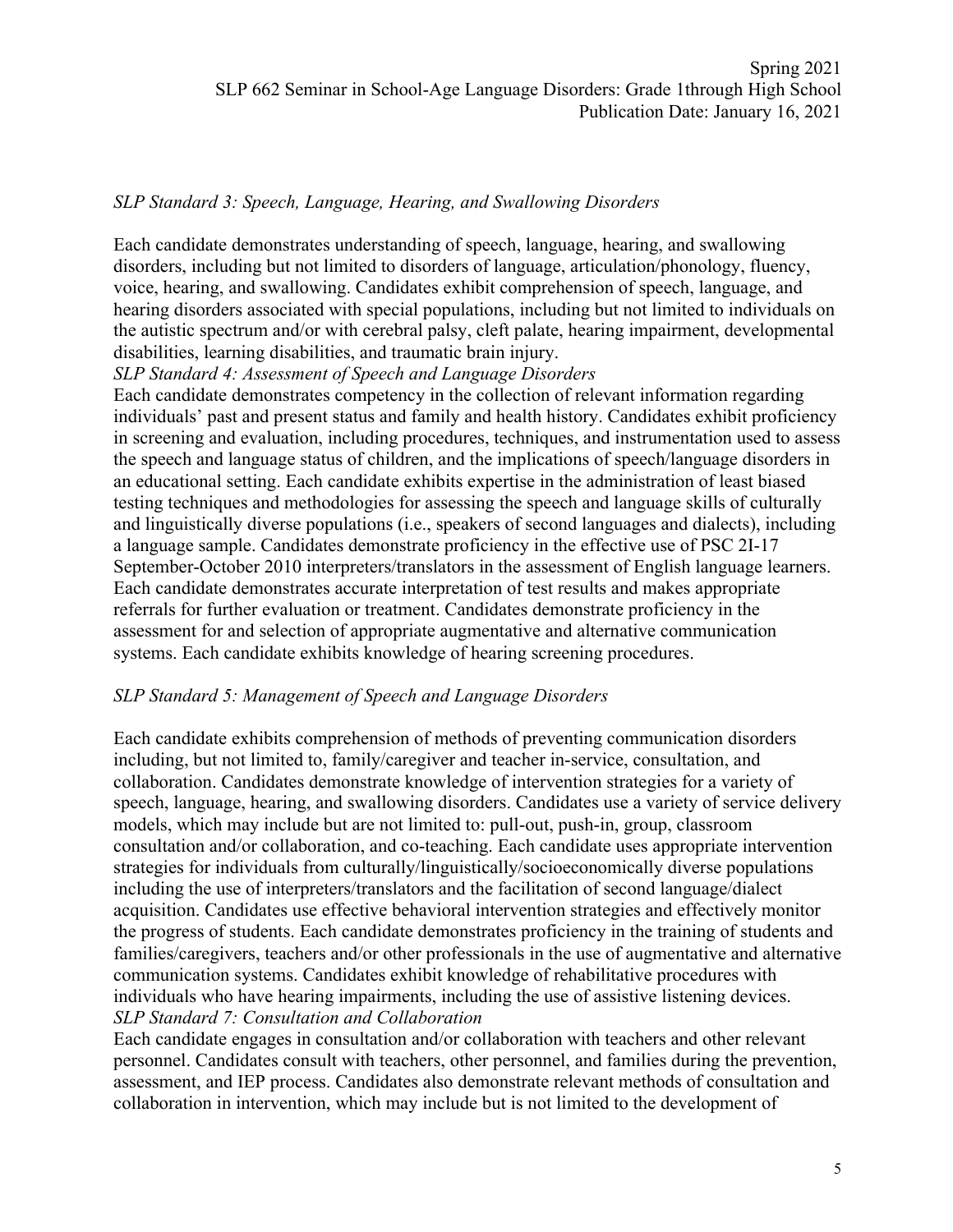*SLP Standard 3: Speech, Language, Hearing, and Swallowing Disorders*

Each candidate demonstrates understanding of speech, language, hearing, and swallowing disorders, including but not limited to disorders of language, articulation/phonology, fluency, voice, hearing, and swallowing. Candidates exhibit comprehension of speech, language, and hearing disorders associated with special populations, including but not limited to individuals on the autistic spectrum and/or with cerebral palsy, cleft palate, hearing impairment, developmental disabilities, learning disabilities, and traumatic brain injury.

*SLP Standard 4: Assessment of Speech and Language Disorders*

Each candidate demonstrates competency in the collection of relevant information regarding individuals' past and present status and family and health history. Candidates exhibit proficiency in screening and evaluation, including procedures, techniques, and instrumentation used to assess the speech and language status of children, and the implications of speech/language disorders in an educational setting. Each candidate exhibits expertise in the administration of least biased testing techniques and methodologies for assessing the speech and language skills of culturally and linguistically diverse populations (i.e., speakers of second languages and dialects), including a language sample. Candidates demonstrate proficiency in the effective use of PSC 2I-17 September-October 2010 interpreters/translators in the assessment of English language learners. Each candidate demonstrates accurate interpretation of test results and makes appropriate referrals for further evaluation or treatment. Candidates demonstrate proficiency in the assessment for and selection of appropriate augmentative and alternative communication systems. Each candidate exhibits knowledge of hearing screening procedures.

*SLP Standard 5: Management of Speech and Language Disorders*

Each candidate exhibits comprehension of methods of preventing communication disorders including, but not limited to, family/caregiver and teacher in-service, consultation, and collaboration. Candidates demonstrate knowledge of intervention strategies for a variety of speech, language, hearing, and swallowing disorders. Candidates use a variety of service delivery models, which may include but are not limited to: pull-out, push-in, group, classroom consultation and/or collaboration, and co-teaching. Each candidate uses appropriate intervention strategies for individuals from culturally/linguistically/socioeconomically diverse populations including the use of interpreters/translators and the facilitation of second language/dialect acquisition. Candidates use effective behavioral intervention strategies and effectively monitor the progress of students. Each candidate demonstrates proficiency in the training of students and families/caregivers, teachers and/or other professionals in the use of augmentative and alternative communication systems. Candidates exhibit knowledge of rehabilitative procedures with individuals who have hearing impairments, including the use of assistive listening devices.

*SLP Standard 7: Consultation and Collaboration*

Each candidate engages in consultation and/or collaboration with teachers and other relevant personnel. Candidates consult with teachers, other personnel, and families during the prevention, assessment, and IEP process. Candidates also demonstrate relevant methods of consultation and collaboration in intervention, which may include but is not limited to the development of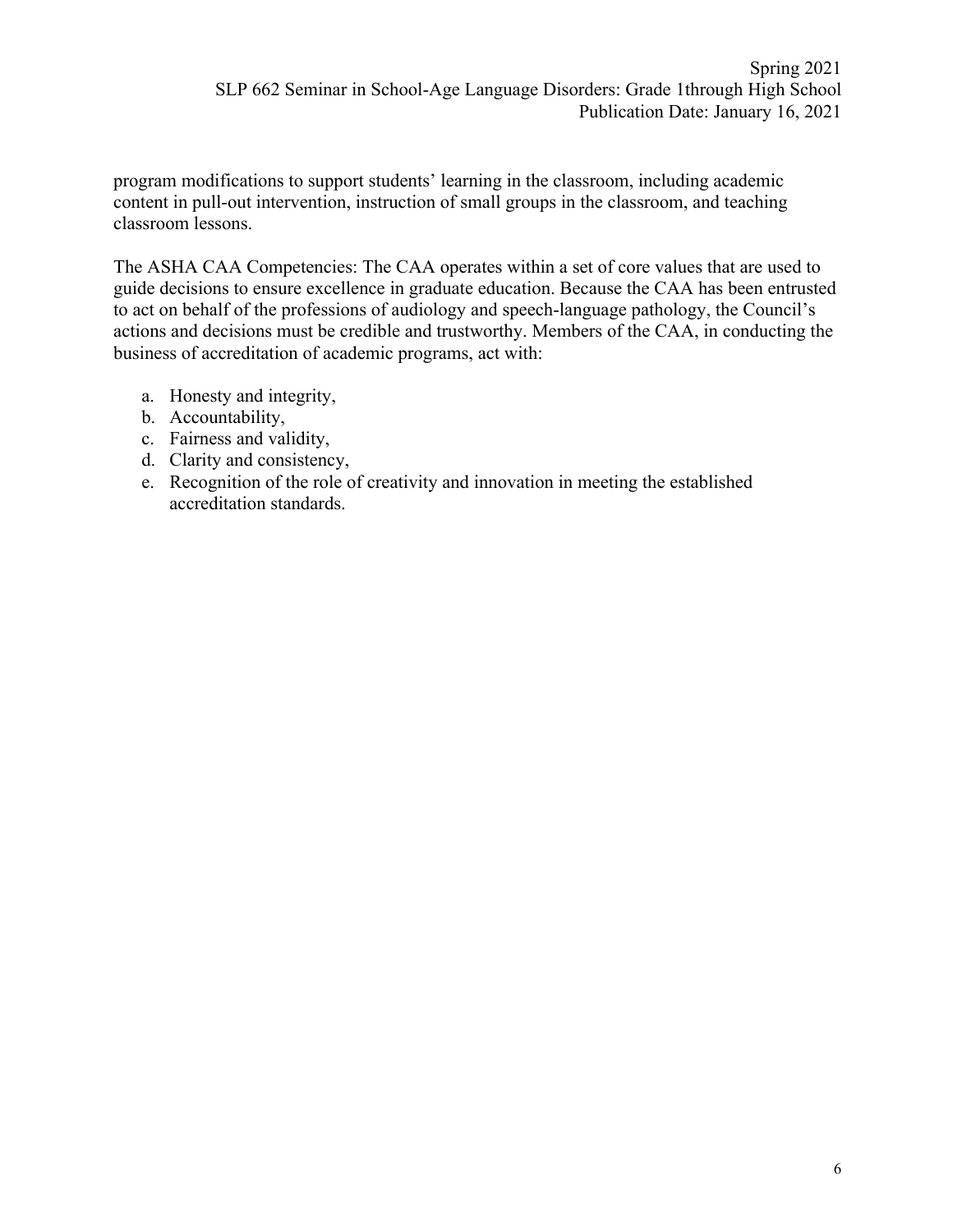program modifications to support students' learning in the classroom, including academic content in pull-out intervention, instruction of small groups in the classroom, and teaching classroom lessons.

The ASHA CAA Competencies: The CAA operates within a set of core values that are used to guide decisions to ensure excellence in graduate education. Because the CAA has been entrusted to act on behalf of the professions of audiology and speech-language pathology, the Council's actions and decisions must be credible and trustworthy. Members of the CAA, in conducting the business of accreditation of academic programs, act with:

a. Honesty and integrity,
b. Accountability,
c. Fairness and validity,
d. Clarity and consistency,
e. Recognition of the role of creativity and innovation in meeting the established accreditation standards.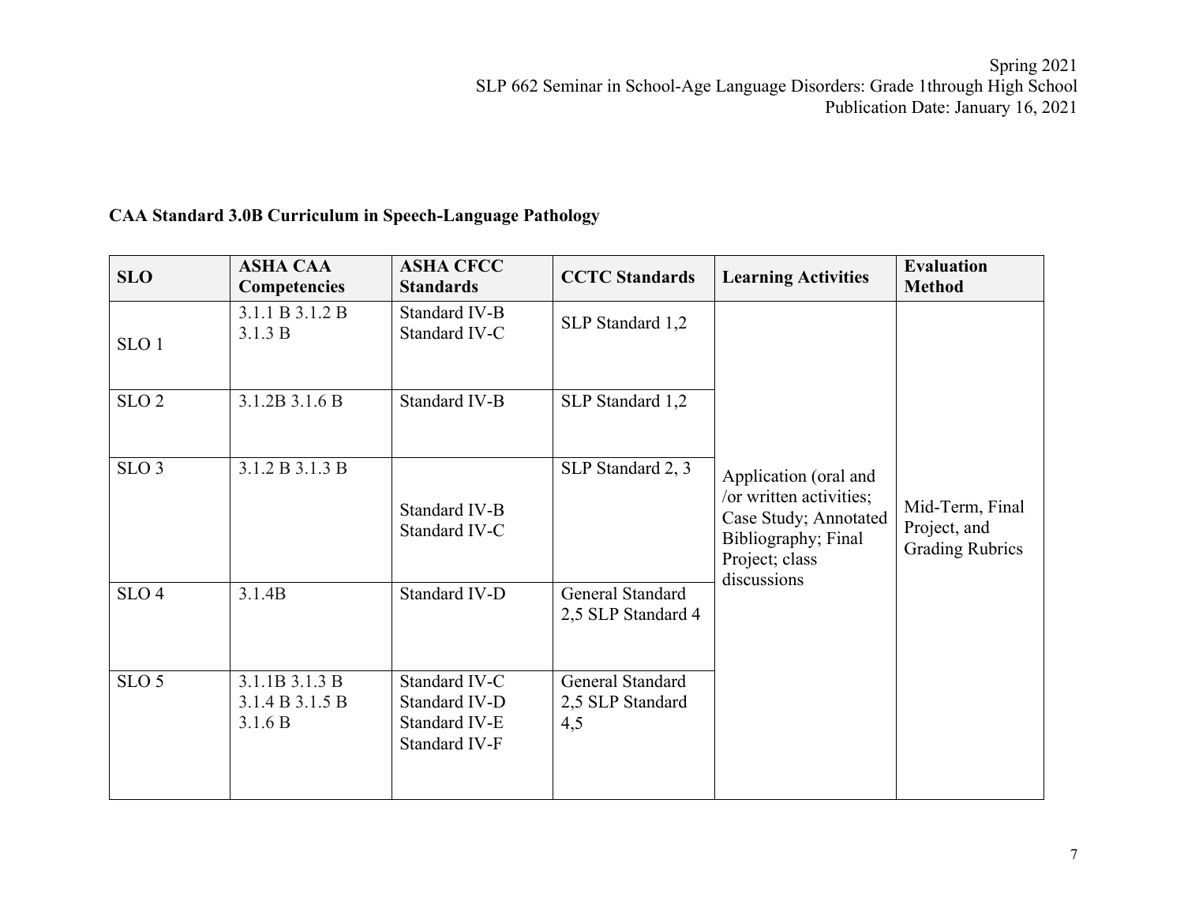**CAA Standard 3.0B Curriculum in Speech-Language Pathology**

| SLO | ASHA CAA Competencies | ASHA CFCC Standards | CCTC Standards | Learning Activities | Evaluation Method |
|---|---|---|---|---|---|
| SLO 1 | 3.1.1 B 3.1.2 B 3.1.3 B | Standard IV-B Standard IV-C | SLP Standard 1,2 | Application (oral and /or written activities; Case Study; Annotated Bibliography; Final Project; class discussions | Mid-Term, Final Project, and Grading Rubrics |
| SLO 2 | 3.1.2B 3.1.6 B | Standard IV-B | SLP Standard 1,2 | | |
| SLO 3 | 3.1.2 B 3.1.3 B | Standard IV-B Standard IV-C | SLP Standard 2, 3 | | |
| SLO 4 | 3.1.4B | Standard IV-D | General Standard 2,5 SLP Standard 4 | | |
| SLO 5 | 3.1.1B 3.1.3 B 3.1.4 B 3.1.5 B 3.1.6 B | Standard IV-C Standard IV-D Standard IV-E Standard IV-F | General Standard 2,5 SLP Standard 4,5 | | |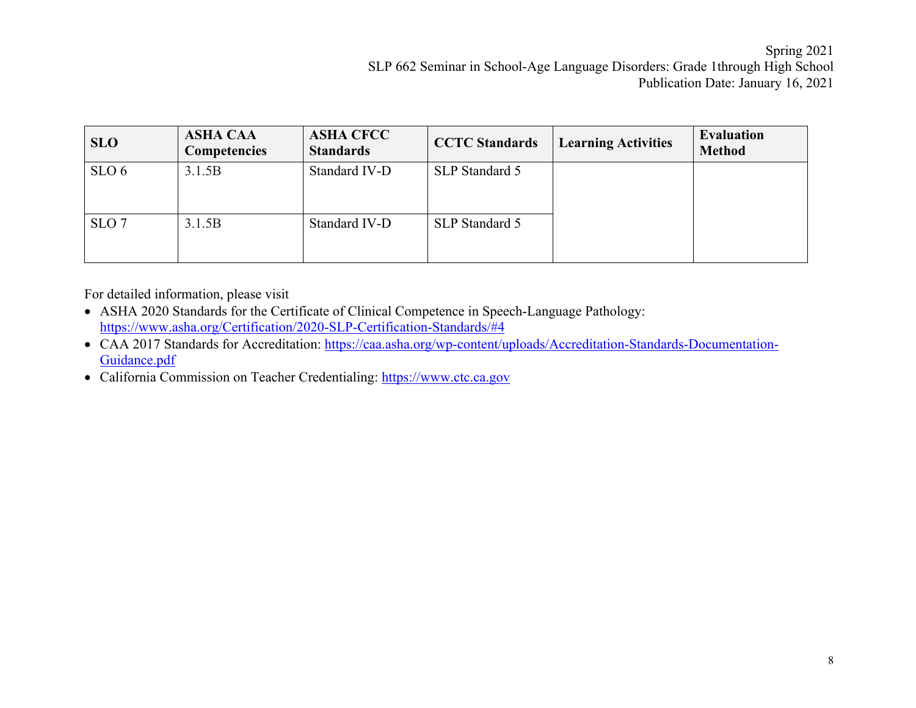| SLO | ASHA CAA Competencies | ASHA CFCC Standards | CCTC Standards | Learning Activities | Evaluation Method |
|---|---|---|---|---|---|
| SLO 6 | 3.1.5B | Standard IV-D | SLP Standard 5 | | |
| SLO 7 | 3.1.5B | Standard IV-D | SLP Standard 5 | | |

For detailed information, please visit

- ASHA 2020 Standards for the Certificate of Clinical Competence in Speech-Language Pathology: https://www.asha.org/Certification/2020-SLP-Certification-Standards/#4
- CAA 2017 Standards for Accreditation: https://caa.asha.org/wp-content/uploads/Accreditation-Standards-Documentation-Guidance.pdf
- California Commission on Teacher Credentialing: https://www.ctc.ca.gov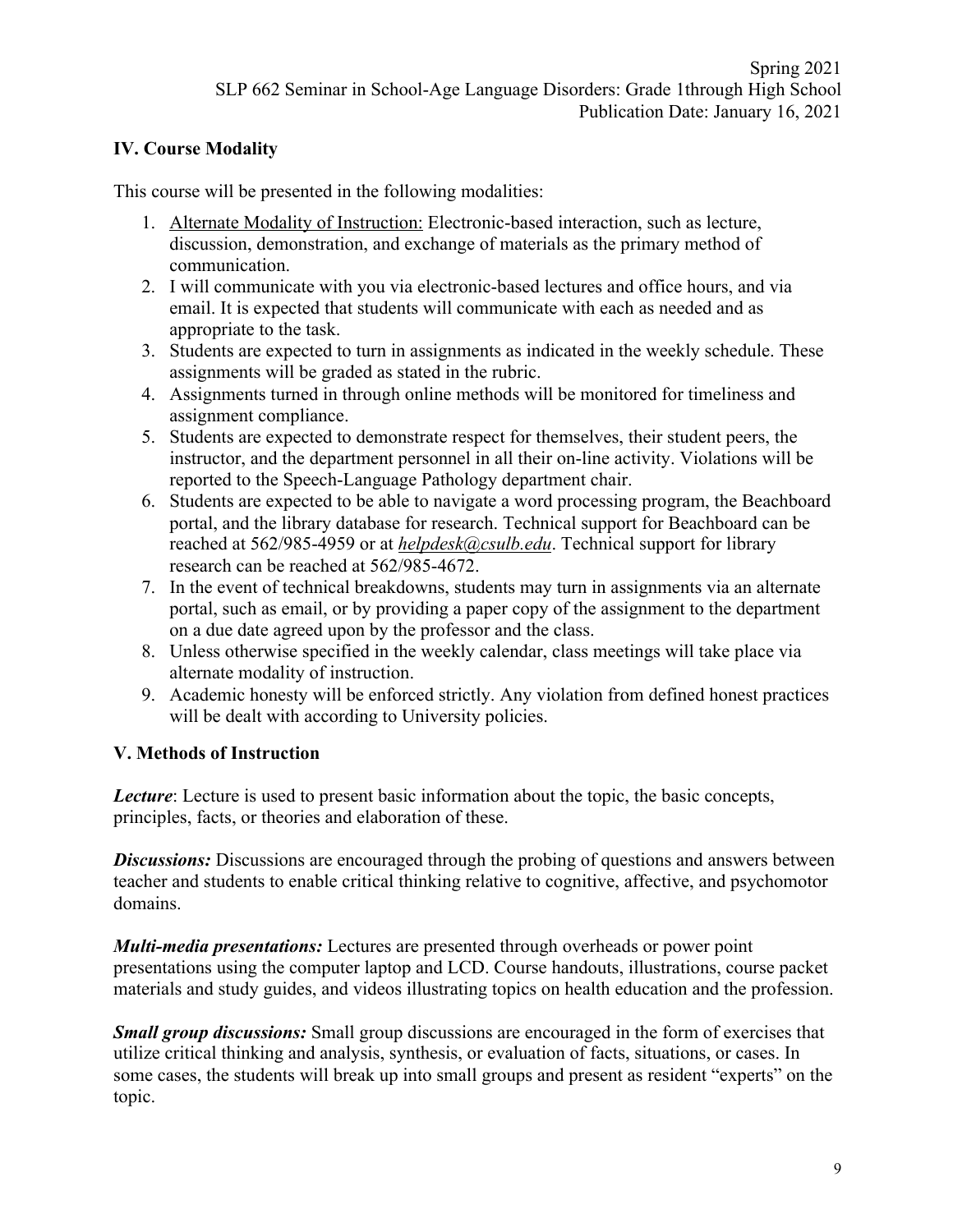## IV. Course Modality

This course will be presented in the following modalities:

1. Alternate Modality of Instruction: Electronic-based interaction, such as lecture, discussion, demonstration, and exchange of materials as the primary method of communication.
2. I will communicate with you via electronic-based lectures and office hours, and via email. It is expected that students will communicate with each as needed and as appropriate to the task.
3. Students are expected to turn in assignments as indicated in the weekly schedule. These assignments will be graded as stated in the rubric.
4. Assignments turned in through online methods will be monitored for timeliness and assignment compliance.
5. Students are expected to demonstrate respect for themselves, their student peers, the instructor, and the department personnel in all their on-line activity. Violations will be reported to the Speech-Language Pathology department chair.
6. Students are expected to be able to navigate a word processing program, the Beachboard portal, and the library database for research. Technical support for Beachboard can be reached at 562/985-4959 or at *helpdesk@csulb.edu*. Technical support for library research can be reached at 562/985-4672.
7. In the event of technical breakdowns, students may turn in assignments via an alternate portal, such as email, or by providing a paper copy of the assignment to the department on a due date agreed upon by the professor and the class.
8. Unless otherwise specified in the weekly calendar, class meetings will take place via alternate modality of instruction.
9. Academic honesty will be enforced strictly. Any violation from defined honest practices will be dealt with according to University policies.

## V. Methods of Instruction

***Lecture***: Lecture is used to present basic information about the topic, the basic concepts, principles, facts, or theories and elaboration of these.

***Discussions:*** Discussions are encouraged through the probing of questions and answers between teacher and students to enable critical thinking relative to cognitive, affective, and psychomotor domains.

***Multi-media presentations:*** Lectures are presented through overheads or power point presentations using the computer laptop and LCD. Course handouts, illustrations, course packet materials and study guides, and videos illustrating topics on health education and the profession.

***Small group discussions:*** Small group discussions are encouraged in the form of exercises that utilize critical thinking and analysis, synthesis, or evaluation of facts, situations, or cases. In some cases, the students will break up into small groups and present as resident "experts" on the topic.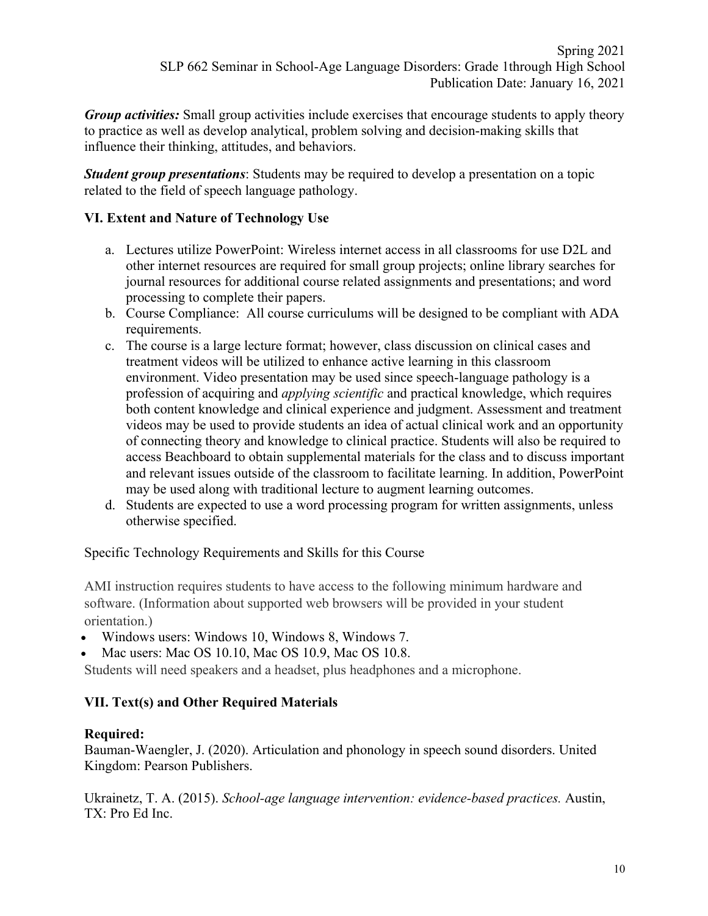***Group activities:*** Small group activities include exercises that encourage students to apply theory to practice as well as develop analytical, problem solving and decision-making skills that influence their thinking, attitudes, and behaviors.

***Student group presentations***: Students may be required to develop a presentation on a topic related to the field of speech language pathology.

## VI. Extent and Nature of Technology Use

a. Lectures utilize PowerPoint: Wireless internet access in all classrooms for use D2L and other internet resources are required for small group projects; online library searches for journal resources for additional course related assignments and presentations; and word processing to complete their papers.
b. Course Compliance: All course curriculums will be designed to be compliant with ADA requirements.
c. The course is a large lecture format; however, class discussion on clinical cases and treatment videos will be utilized to enhance active learning in this classroom environment. Video presentation may be used since speech-language pathology is a profession of acquiring and *applying scientific* and practical knowledge, which requires both content knowledge and clinical experience and judgment. Assessment and treatment videos may be used to provide students an idea of actual clinical work and an opportunity of connecting theory and knowledge to clinical practice. Students will also be required to access Beachboard to obtain supplemental materials for the class and to discuss important and relevant issues outside of the classroom to facilitate learning. In addition, PowerPoint may be used along with traditional lecture to augment learning outcomes.
d. Students are expected to use a word processing program for written assignments, unless otherwise specified.

Specific Technology Requirements and Skills for this Course

AMI instruction requires students to have access to the following minimum hardware and software. (Information about supported web browsers will be provided in your student orientation.)

- Windows users: Windows 10, Windows 8, Windows 7.
- Mac users: Mac OS 10.10, Mac OS 10.9, Mac OS 10.8.

Students will need speakers and a headset, plus headphones and a microphone.

## VII. Text(s) and Other Required Materials

**Required:**

Bauman-Waengler, J. (2020). Articulation and phonology in speech sound disorders. United Kingdom: Pearson Publishers.

Ukrainetz, T. A. (2015). *School-age language intervention: evidence-based practices.* Austin, TX: Pro Ed Inc.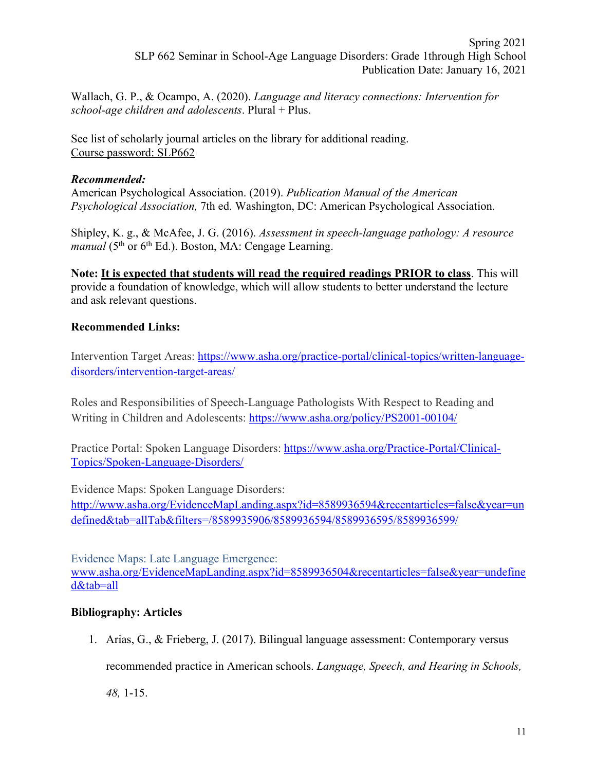Wallach, G. P., & Ocampo, A. (2020). *Language and literacy connections: Intervention for school-age children and adolescents*. Plural + Plus.

See list of scholarly journal articles on the library for additional reading.
Course password: SLP662

***Recommended:***
American Psychological Association. (2019). *Publication Manual of the American Psychological Association,* 7th ed. Washington, DC: American Psychological Association.

Shipley, K. g., & McAfee, J. G. (2016). *Assessment in speech-language pathology: A resource manual* (5th or 6th Ed.). Boston, MA: Cengage Learning.

**Note: It is expected that students will read the required readings PRIOR to class**. This will provide a foundation of knowledge, which will allow students to better understand the lecture and ask relevant questions.

**Recommended Links:**

Intervention Target Areas: https://www.asha.org/practice-portal/clinical-topics/written-language-disorders/intervention-target-areas/

Roles and Responsibilities of Speech-Language Pathologists With Respect to Reading and Writing in Children and Adolescents: https://www.asha.org/policy/PS2001-00104/

Practice Portal: Spoken Language Disorders: https://www.asha.org/Practice-Portal/Clinical-Topics/Spoken-Language-Disorders/

Evidence Maps: Spoken Language Disorders:
http://www.asha.org/EvidenceMapLanding.aspx?id=8589936594&recentarticles=false&year=undefined&tab=allTab&filters=/8589935906/8589936594/8589936595/8589936599/

Evidence Maps: Late Language Emergence:
www.asha.org/EvidenceMapLanding.aspx?id=8589936504&recentarticles=false&year=undefined&tab=all

**Bibliography: Articles**

1. Arias, G., & Frieberg, J. (2017). Bilingual language assessment: Contemporary versus recommended practice in American schools. *Language, Speech, and Hearing in Schools, 48,* 1-15.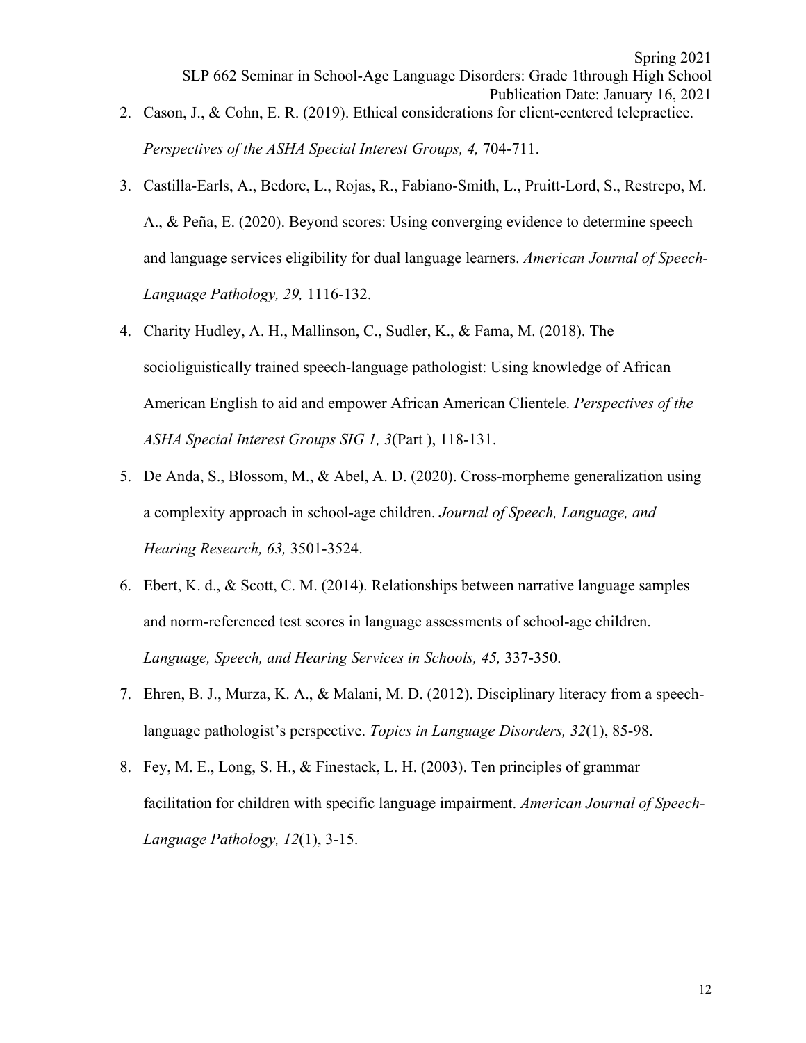2. Cason, J., & Cohn, E. R. (2019). Ethical considerations for client-centered telepractice. *Perspectives of the ASHA Special Interest Groups, 4,* 704-711.

3. Castilla-Earls, A., Bedore, L., Rojas, R., Fabiano-Smith, L., Pruitt-Lord, S., Restrepo, M. A., & Peña, E. (2020). Beyond scores: Using converging evidence to determine speech and language services eligibility for dual language learners. *American Journal of Speech-Language Pathology, 29,* 1116-132.

4. Charity Hudley, A. H., Mallinson, C., Sudler, K., & Fama, M. (2018). The socioliguistically trained speech-language pathologist: Using knowledge of African American English to aid and empower African American Clientele. *Perspectives of the ASHA Special Interest Groups SIG 1, 3*(Part ), 118-131.

5. De Anda, S., Blossom, M., & Abel, A. D. (2020). Cross-morpheme generalization using a complexity approach in school-age children. *Journal of Speech, Language, and Hearing Research, 63,* 3501-3524.

6. Ebert, K. d., & Scott, C. M. (2014). Relationships between narrative language samples and norm-referenced test scores in language assessments of school-age children. *Language, Speech, and Hearing Services in Schools, 45,* 337-350.

7. Ehren, B. J., Murza, K. A., & Malani, M. D. (2012). Disciplinary literacy from a speech-language pathologist's perspective. *Topics in Language Disorders, 32*(1), 85-98.

8. Fey, M. E., Long, S. H., & Finestack, L. H. (2003). Ten principles of grammar facilitation for children with specific language impairment. *American Journal of Speech-Language Pathology, 12*(1), 3-15.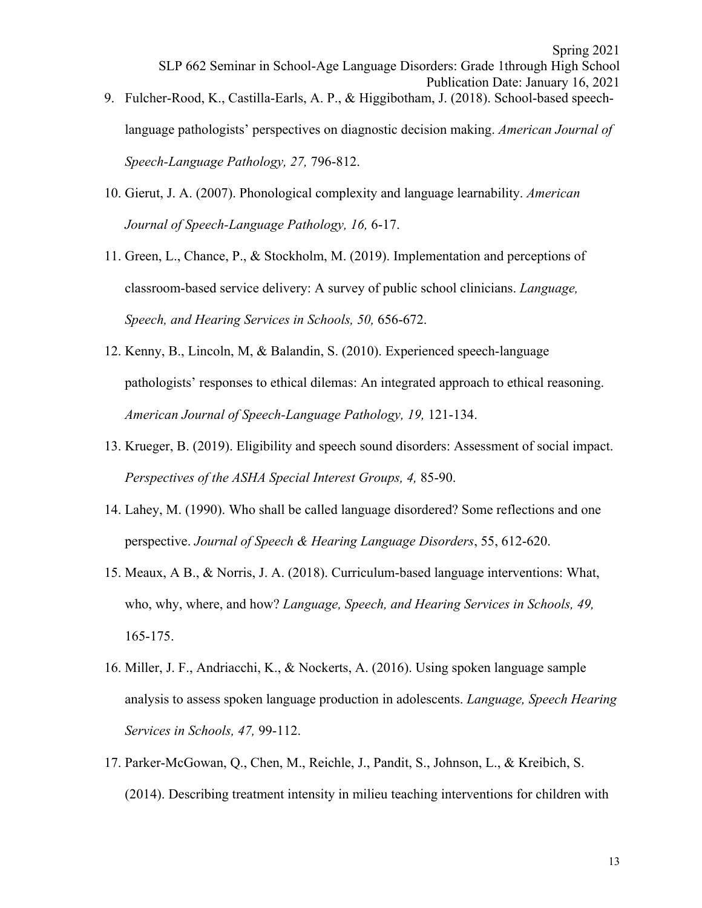9. Fulcher-Rood, K., Castilla-Earls, A. P., & Higgibotham, J. (2018). School-based speech-language pathologists' perspectives on diagnostic decision making. *American Journal of Speech-Language Pathology, 27,* 796-812.

10. Gierut, J. A. (2007). Phonological complexity and language learnability. *American Journal of Speech-Language Pathology, 16,* 6-17.

11. Green, L., Chance, P., & Stockholm, M. (2019). Implementation and perceptions of classroom-based service delivery: A survey of public school clinicians. *Language, Speech, and Hearing Services in Schools, 50,* 656-672.

12. Kenny, B., Lincoln, M, & Balandin, S. (2010). Experienced speech-language pathologists' responses to ethical dilemas: An integrated approach to ethical reasoning. *American Journal of Speech-Language Pathology, 19,* 121-134.

13. Krueger, B. (2019). Eligibility and speech sound disorders: Assessment of social impact. *Perspectives of the ASHA Special Interest Groups, 4,* 85-90.

14. Lahey, M. (1990). Who shall be called language disordered? Some reflections and one perspective. *Journal of Speech & Hearing Language Disorders*, 55, 612-620.

15. Meaux, A B., & Norris, J. A. (2018). Curriculum-based language interventions: What, who, why, where, and how? *Language, Speech, and Hearing Services in Schools, 49,* 165-175.

16. Miller, J. F., Andriacchi, K., & Nockerts, A. (2016). Using spoken language sample analysis to assess spoken language production in adolescents. *Language, Speech Hearing Services in Schools, 47,* 99-112.

17. Parker-McGowan, Q., Chen, M., Reichle, J., Pandit, S., Johnson, L., & Kreibich, S. (2014). Describing treatment intensity in milieu teaching interventions for children with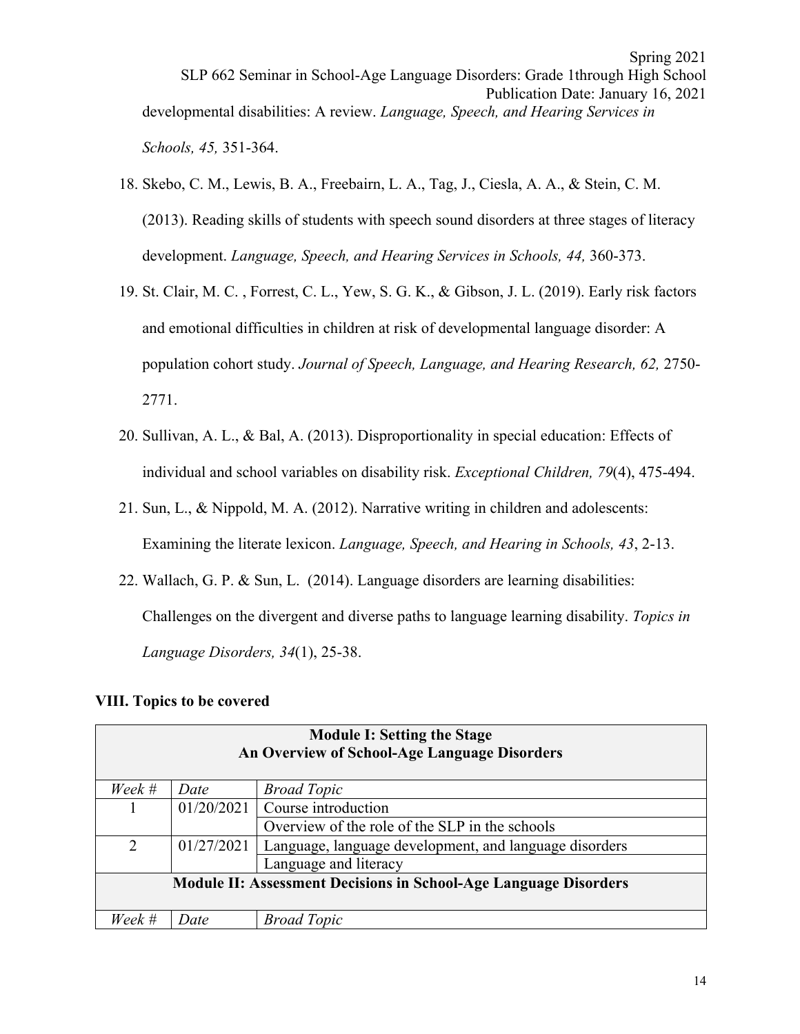developmental disabilities: A review. *Language, Speech, and Hearing Services in Schools, 45,* 351-364.

18. Skebo, C. M., Lewis, B. A., Freebairn, L. A., Tag, J., Ciesla, A. A., & Stein, C. M. (2013). Reading skills of students with speech sound disorders at three stages of literacy development. *Language, Speech, and Hearing Services in Schools, 44,* 360-373.
19. St. Clair, M. C. , Forrest, C. L., Yew, S. G. K., & Gibson, J. L. (2019). Early risk factors and emotional difficulties in children at risk of developmental language disorder: A population cohort study. *Journal of Speech, Language, and Hearing Research, 62,* 2750-2771.
20. Sullivan, A. L., & Bal, A. (2013). Disproportionality in special education: Effects of individual and school variables on disability risk. *Exceptional Children, 79*(4), 475-494.
21. Sun, L., & Nippold, M. A. (2012). Narrative writing in children and adolescents: Examining the literate lexicon. *Language, Speech, and Hearing in Schools, 43*, 2-13.
22. Wallach, G. P. & Sun, L. (2014). Language disorders are learning disabilities: Challenges on the divergent and diverse paths to language learning disability. *Topics in Language Disorders, 34*(1), 25-38.

## VIII. Topics to be covered

| **Module I: Setting the Stage An Overview of School-Age Language Disorders** | | |
|---|---|---|
| *Week #* | *Date* | *Broad Topic* |
| 1 | 01/20/2021 | Course introduction |
| | | Overview of the role of the SLP in the schools |
| 2 | 01/27/2021 | Language, language development, and language disorders |
| | | Language and literacy |
| **Module II: Assessment Decisions in School-Age Language Disorders** | | |
| *Week #* | *Date* | *Broad Topic* |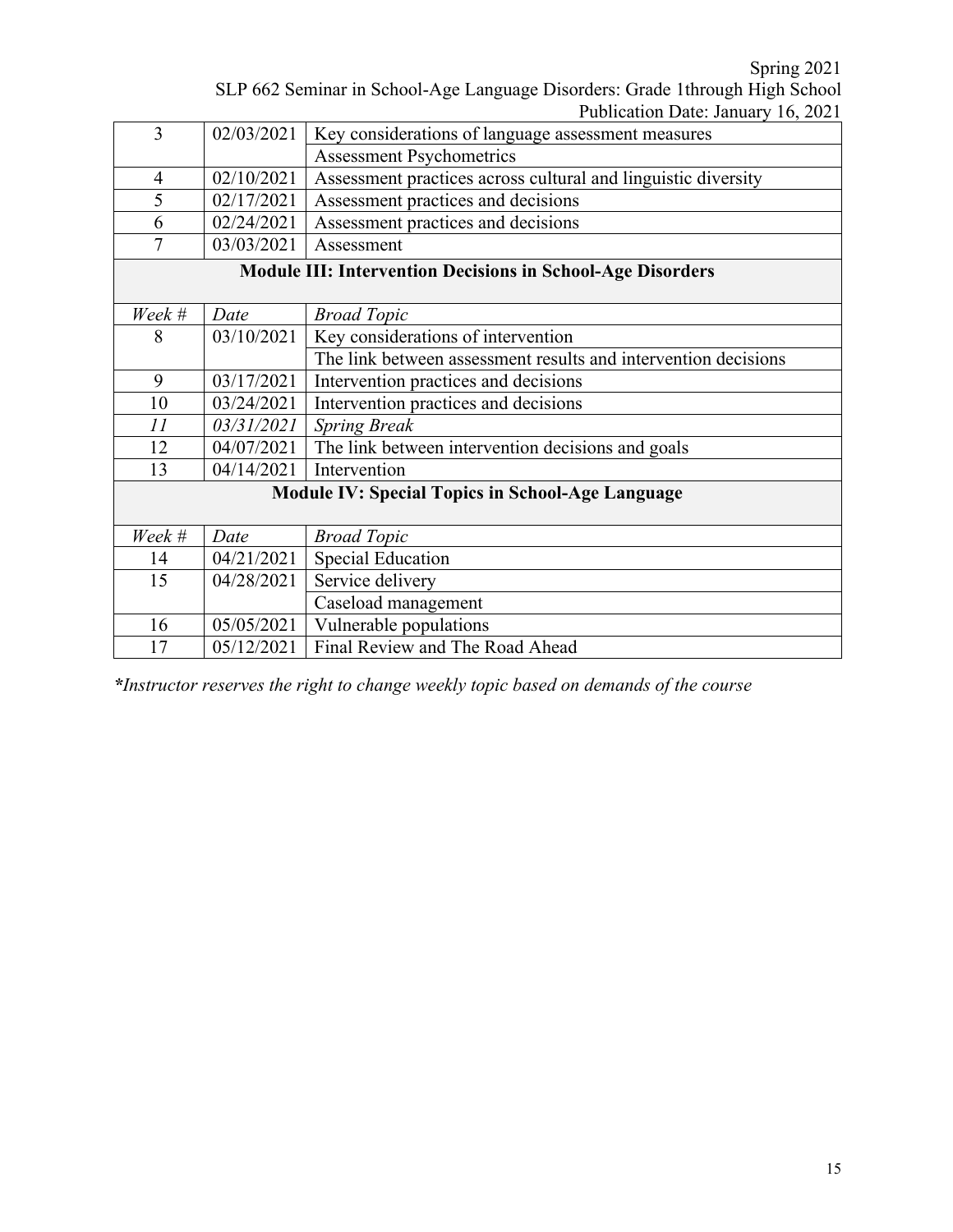| 3 | 02/03/2021 | Key considerations of language assessment measures |
|---|---|---|
| | | Assessment Psychometrics |
| 4 | 02/10/2021 | Assessment practices across cultural and linguistic diversity |
| 5 | 02/17/2021 | Assessment practices and decisions |
| 6 | 02/24/2021 | Assessment practices and decisions |
| 7 | 03/03/2021 | Assessment |
| **Module III: Intervention Decisions in School-Age Disorders** | | |
| *Week #* | *Date* | *Broad Topic* |
| 8 | 03/10/2021 | Key considerations of intervention |
| | | The link between assessment results and intervention decisions |
| 9 | 03/17/2021 | Intervention practices and decisions |
| 10 | 03/24/2021 | Intervention practices and decisions |
| *11* | *03/31/2021* | *Spring Break* |
| 12 | 04/07/2021 | The link between intervention decisions and goals |
| 13 | 04/14/2021 | Intervention |
| **Module IV: Special Topics in School-Age Language** | | |
| *Week #* | *Date* | *Broad Topic* |
| 14 | 04/21/2021 | Special Education |
| 15 | 04/28/2021 | Service delivery |
| | | Caseload management |
| 16 | 05/05/2021 | Vulnerable populations |
| 17 | 05/12/2021 | Final Review and The Road Ahead |

***Instructor reserves the right to change weekly topic based on demands of the course***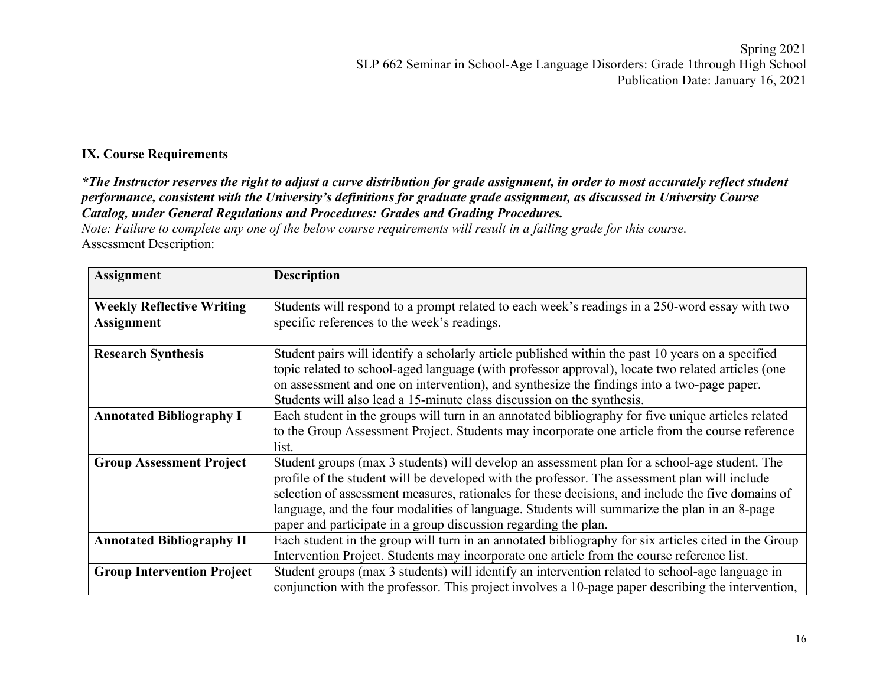**IX. Course Requirements**

***The Instructor reserves the right to adjust a curve distribution for grade assignment, in order to most accurately reflect student performance, consistent with the University's definitions for graduate grade assignment, as discussed in University Course Catalog, under General Regulations and Procedures: Grades and Grading Procedures.***

*Note: Failure to complete any one of the below course requirements will result in a failing grade for this course.*

Assessment Description:

| Assignment | Description |
|---|---|
| **Weekly Reflective Writing Assignment** | Students will respond to a prompt related to each week's readings in a 250-word essay with two specific references to the week's readings. |
| **Research Synthesis** | Student pairs will identify a scholarly article published within the past 10 years on a specified topic related to school-aged language (with professor approval), locate two related articles (one on assessment and one on intervention), and synthesize the findings into a two-page paper. Students will also lead a 15-minute class discussion on the synthesis. |
| **Annotated Bibliography I** | Each student in the groups will turn in an annotated bibliography for five unique articles related to the Group Assessment Project. Students may incorporate one article from the course reference list. |
| **Group Assessment Project** | Student groups (max 3 students) will develop an assessment plan for a school-age student. The profile of the student will be developed with the professor. The assessment plan will include selection of assessment measures, rationales for these decisions, and include the five domains of language, and the four modalities of language. Students will summarize the plan in an 8-page paper and participate in a group discussion regarding the plan. |
| **Annotated Bibliography II** | Each student in the group will turn in an annotated bibliography for six articles cited in the Group Intervention Project. Students may incorporate one article from the course reference list. |
| **Group Intervention Project** | Student groups (max 3 students) will identify an intervention related to school-age language in conjunction with the professor. This project involves a 10-page paper describing the intervention, |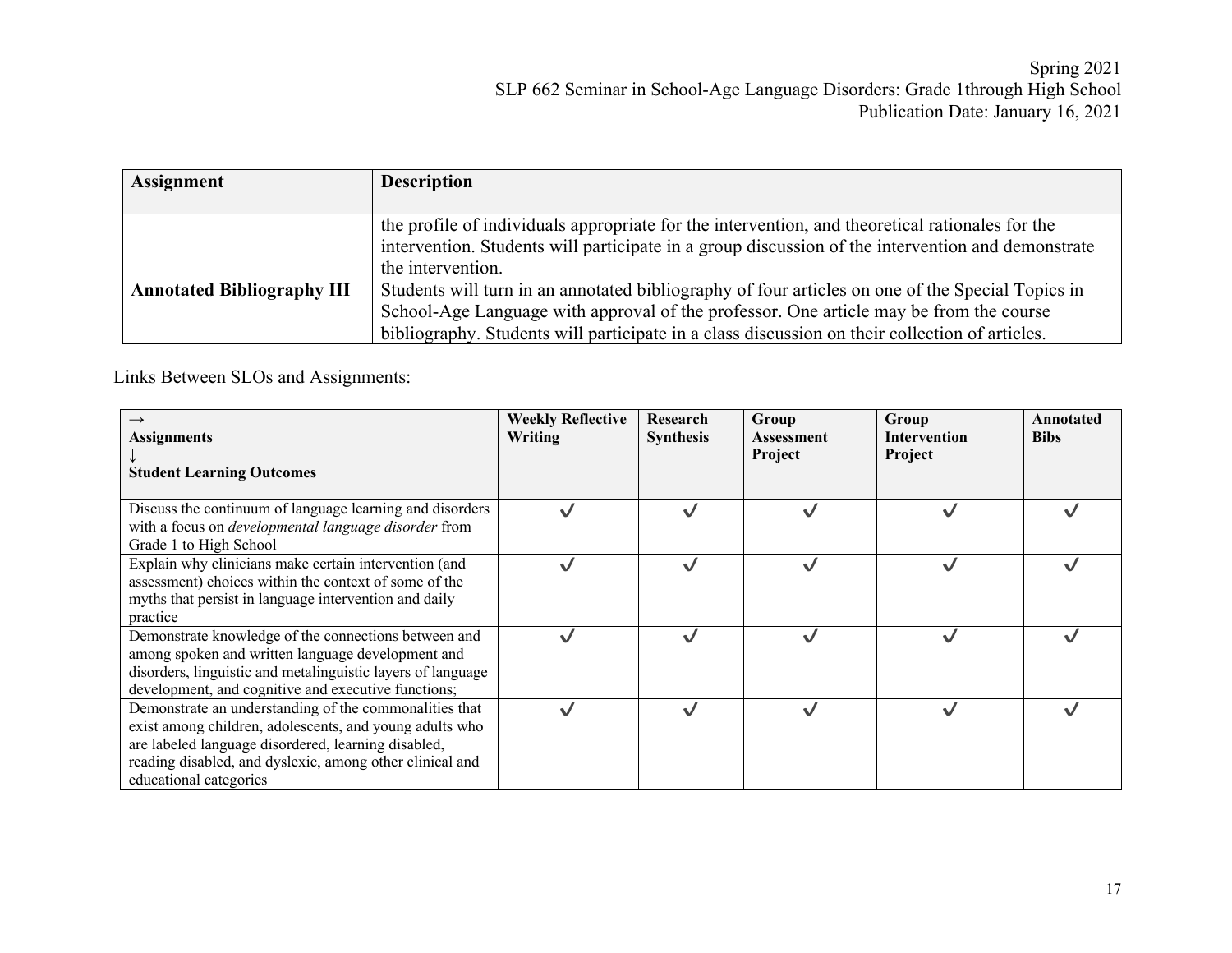| Assignment | Description |
|---|---|
| | the profile of individuals appropriate for the intervention, and theoretical rationales for the intervention. Students will participate in a group discussion of the intervention and demonstrate the intervention. |
| **Annotated Bibliography III** | Students will turn in an annotated bibliography of four articles on one of the Special Topics in School-Age Language with approval of the professor. One article may be from the course bibliography. Students will participate in a class discussion on their collection of articles. |

Links Between SLOs and Assignments:

| → **Assignments** ↓ **Student Learning Outcomes** | **Weekly Reflective Writing** | **Research Synthesis** | **Group Assessment Project** | **Group Intervention Project** | **Annotated Bibs** |
|---|---|---|---|---|---|
| Discuss the continuum of language learning and disorders with a focus on *developmental language disorder* from Grade 1 to High School | ✓ | ✓ | ✓ | ✓ | ✓ |
| Explain why clinicians make certain intervention (and assessment) choices within the context of some of the myths that persist in language intervention and daily practice | ✓ | ✓ | ✓ | ✓ | ✓ |
| Demonstrate knowledge of the connections between and among spoken and written language development and disorders, linguistic and metalinguistic layers of language development, and cognitive and executive functions; | ✓ | ✓ | ✓ | ✓ | ✓ |
| Demonstrate an understanding of the commonalities that exist among children, adolescents, and young adults who are labeled language disordered, learning disabled, reading disabled, and dyslexic, among other clinical and educational categories | ✓ | ✓ | ✓ | ✓ | ✓ |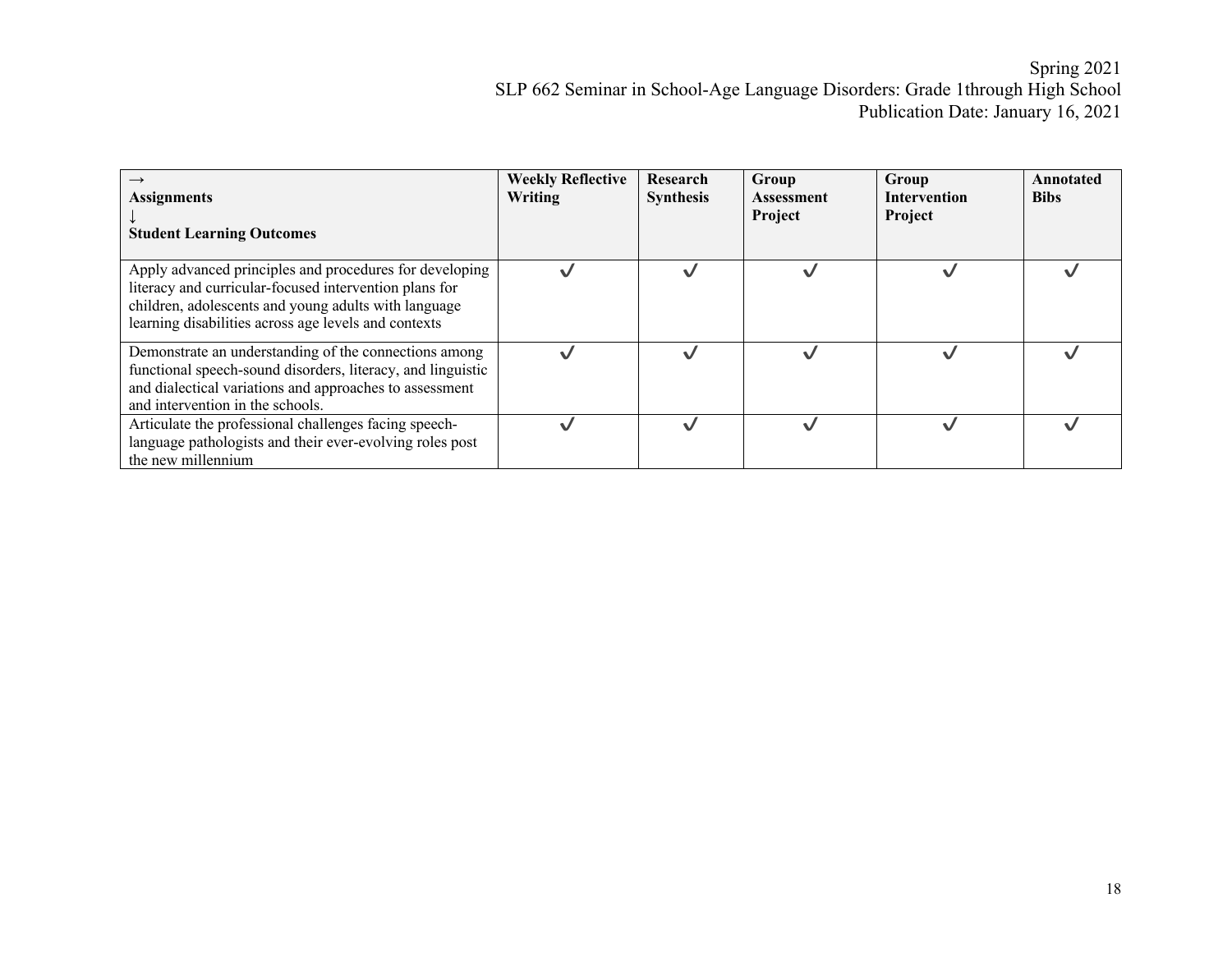| → <br>**Assignments**<br>↓<br>**Student Learning Outcomes** | **Weekly Reflective Writing** | **Research Synthesis** | **Group Assessment Project** | **Group Intervention Project** | **Annotated Bibs** |
|---|---|---|---|---|---|
| Apply advanced principles and procedures for developing literacy and curricular-focused intervention plans for children, adolescents and young adults with language learning disabilities across age levels and contexts | ✓ | ✓ | ✓ | ✓ | ✓ |
| Demonstrate an understanding of the connections among functional speech-sound disorders, literacy, and linguistic and dialectical variations and approaches to assessment and intervention in the schools. | ✓ | ✓ | ✓ | ✓ | ✓ |
| Articulate the professional challenges facing speech-language pathologists and their ever-evolving roles post the new millennium | ✓ | ✓ | ✓ | ✓ | ✓ |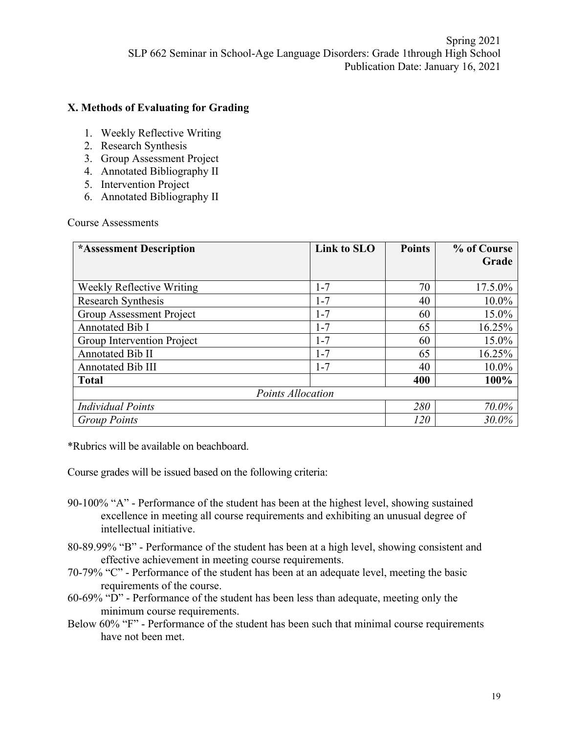## X. Methods of Evaluating for Grading

1. Weekly Reflective Writing
2. Research Synthesis
3. Group Assessment Project
4. Annotated Bibliography II
5. Intervention Project
6. Annotated Bibliography II

Course Assessments

| **\*Assessment Description** | **Link to SLO** | **Points** | **% of Course Grade** |
|---|---|---|---|
| Weekly Reflective Writing | 1-7 | 70 | 17.5.0% |
| Research Synthesis | 1-7 | 40 | 10.0% |
| Group Assessment Project | 1-7 | 60 | 15.0% |
| Annotated Bib I | 1-7 | 65 | 16.25% |
| Group Intervention Project | 1-7 | 60 | 15.0% |
| Annotated Bib II | 1-7 | 65 | 16.25% |
| Annotated Bib III | 1-7 | 40 | 10.0% |
| **Total** | | **400** | **100%** |
| *Points Allocation* | | | |
| *Individual Points* | | *280* | *70.0%* |
| *Group Points* | | *120* | *30.0%* |

*Rubrics will be available on beachboard.

Course grades will be issued based on the following criteria:

90-100% "A" - Performance of the student has been at the highest level, showing sustained excellence in meeting all course requirements and exhibiting an unusual degree of intellectual initiative.

80-89.99% "B" - Performance of the student has been at a high level, showing consistent and effective achievement in meeting course requirements.

70-79% "C" - Performance of the student has been at an adequate level, meeting the basic requirements of the course.

60-69% "D" - Performance of the student has been less than adequate, meeting only the minimum course requirements.

Below 60% "F" - Performance of the student has been such that minimal course requirements have not been met.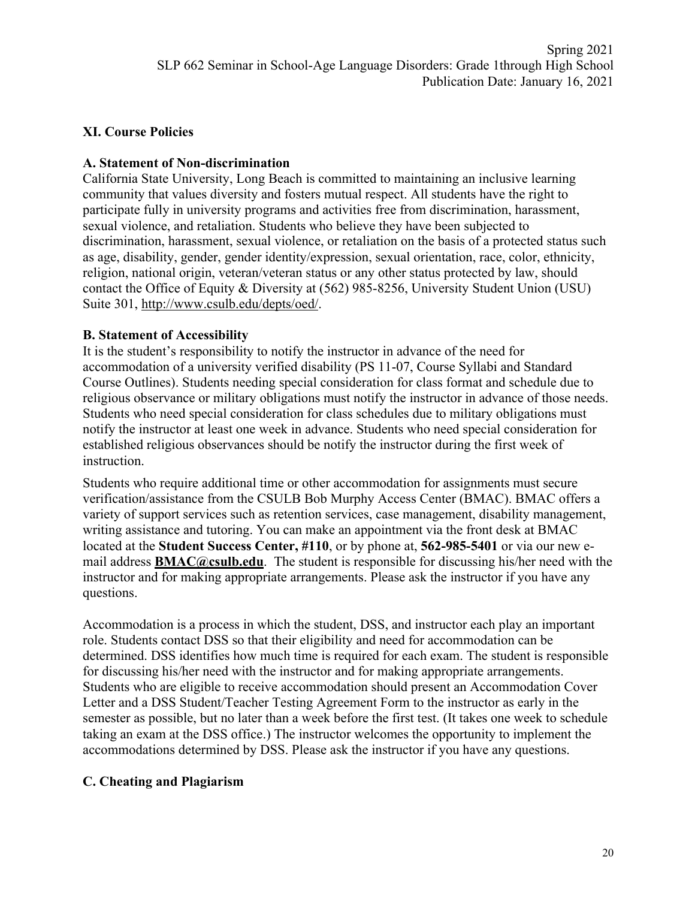## XI. Course Policies

### A. Statement of Non-discrimination

California State University, Long Beach is committed to maintaining an inclusive learning community that values diversity and fosters mutual respect. All students have the right to participate fully in university programs and activities free from discrimination, harassment, sexual violence, and retaliation. Students who believe they have been subjected to discrimination, harassment, sexual violence, or retaliation on the basis of a protected status such as age, disability, gender, gender identity/expression, sexual orientation, race, color, ethnicity, religion, national origin, veteran/veteran status or any other status protected by law, should contact the Office of Equity & Diversity at (562) 985-8256, University Student Union (USU) Suite 301, http://www.csulb.edu/depts/oed/.

### B. Statement of Accessibility

It is the student's responsibility to notify the instructor in advance of the need for accommodation of a university verified disability (PS 11-07, Course Syllabi and Standard Course Outlines). Students needing special consideration for class format and schedule due to religious observance or military obligations must notify the instructor in advance of those needs. Students who need special consideration for class schedules due to military obligations must notify the instructor at least one week in advance. Students who need special consideration for established religious observances should be notify the instructor during the first week of instruction.

Students who require additional time or other accommodation for assignments must secure verification/assistance from the CSULB Bob Murphy Access Center (BMAC). BMAC offers a variety of support services such as retention services, case management, disability management, writing assistance and tutoring. You can make an appointment via the front desk at BMAC located at the **Student Success Center, #110**, or by phone at, **562-985-5401** or via our new e-mail address **BMAC@csulb.edu**. The student is responsible for discussing his/her need with the instructor and for making appropriate arrangements. Please ask the instructor if you have any questions.

Accommodation is a process in which the student, DSS, and instructor each play an important role. Students contact DSS so that their eligibility and need for accommodation can be determined. DSS identifies how much time is required for each exam. The student is responsible for discussing his/her need with the instructor and for making appropriate arrangements. Students who are eligible to receive accommodation should present an Accommodation Cover Letter and a DSS Student/Teacher Testing Agreement Form to the instructor as early in the semester as possible, but no later than a week before the first test. (It takes one week to schedule taking an exam at the DSS office.) The instructor welcomes the opportunity to implement the accommodations determined by DSS. Please ask the instructor if you have any questions.

### C. Cheating and Plagiarism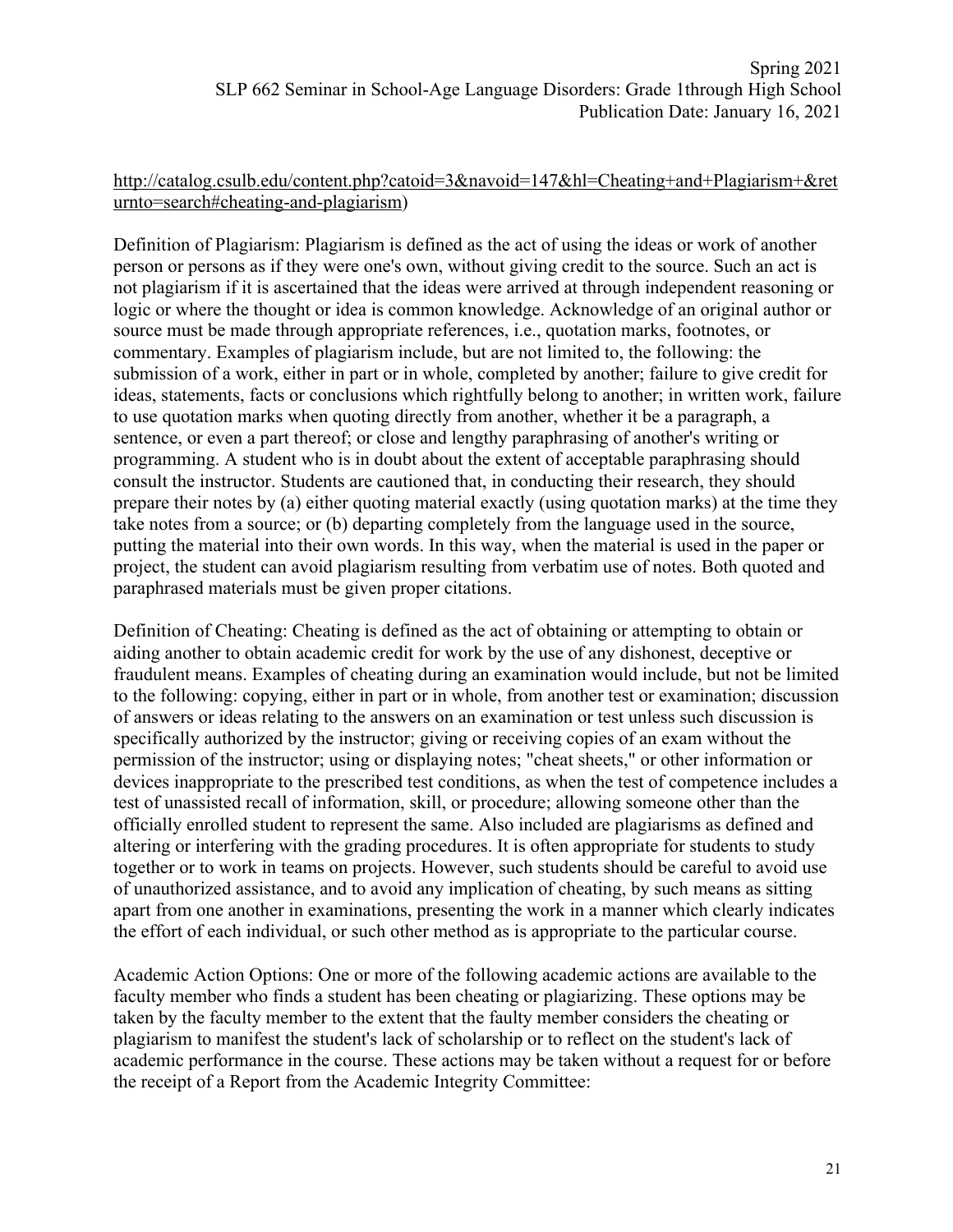http://catalog.csulb.edu/content.php?catoid=3&navoid=147&hl=Cheating+and+Plagiarism+&returnto=search#cheating-and-plagiarism)

Definition of Plagiarism: Plagiarism is defined as the act of using the ideas or work of another person or persons as if they were one's own, without giving credit to the source. Such an act is not plagiarism if it is ascertained that the ideas were arrived at through independent reasoning or logic or where the thought or idea is common knowledge. Acknowledge of an original author or source must be made through appropriate references, i.e., quotation marks, footnotes, or commentary. Examples of plagiarism include, but are not limited to, the following: the submission of a work, either in part or in whole, completed by another; failure to give credit for ideas, statements, facts or conclusions which rightfully belong to another; in written work, failure to use quotation marks when quoting directly from another, whether it be a paragraph, a sentence, or even a part thereof; or close and lengthy paraphrasing of another's writing or programming. A student who is in doubt about the extent of acceptable paraphrasing should consult the instructor. Students are cautioned that, in conducting their research, they should prepare their notes by (a) either quoting material exactly (using quotation marks) at the time they take notes from a source; or (b) departing completely from the language used in the source, putting the material into their own words. In this way, when the material is used in the paper or project, the student can avoid plagiarism resulting from verbatim use of notes. Both quoted and paraphrased materials must be given proper citations.

Definition of Cheating: Cheating is defined as the act of obtaining or attempting to obtain or aiding another to obtain academic credit for work by the use of any dishonest, deceptive or fraudulent means. Examples of cheating during an examination would include, but not be limited to the following: copying, either in part or in whole, from another test or examination; discussion of answers or ideas relating to the answers on an examination or test unless such discussion is specifically authorized by the instructor; giving or receiving copies of an exam without the permission of the instructor; using or displaying notes; "cheat sheets," or other information or devices inappropriate to the prescribed test conditions, as when the test of competence includes a test of unassisted recall of information, skill, or procedure; allowing someone other than the officially enrolled student to represent the same. Also included are plagiarisms as defined and altering or interfering with the grading procedures. It is often appropriate for students to study together or to work in teams on projects. However, such students should be careful to avoid use of unauthorized assistance, and to avoid any implication of cheating, by such means as sitting apart from one another in examinations, presenting the work in a manner which clearly indicates the effort of each individual, or such other method as is appropriate to the particular course.

Academic Action Options: One or more of the following academic actions are available to the faculty member who finds a student has been cheating or plagiarizing. These options may be taken by the faculty member to the extent that the faulty member considers the cheating or plagiarism to manifest the student's lack of scholarship or to reflect on the student's lack of academic performance in the course. These actions may be taken without a request for or before the receipt of a Report from the Academic Integrity Committee: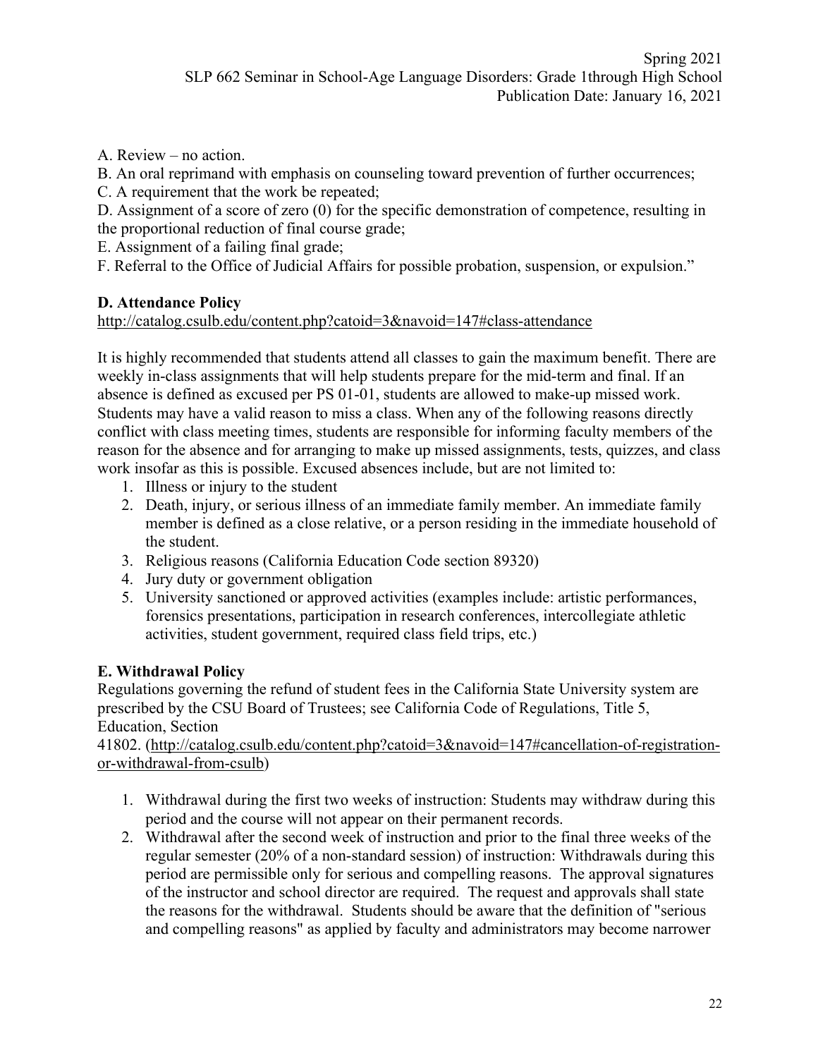A. Review – no action.

B. An oral reprimand with emphasis on counseling toward prevention of further occurrences;

C. A requirement that the work be repeated;

D. Assignment of a score of zero (0) for the specific demonstration of competence, resulting in the proportional reduction of final course grade;

E. Assignment of a failing final grade;

F. Referral to the Office of Judicial Affairs for possible probation, suspension, or expulsion."

**D. Attendance Policy**

http://catalog.csulb.edu/content.php?catoid=3&navoid=147#class-attendance

It is highly recommended that students attend all classes to gain the maximum benefit. There are weekly in-class assignments that will help students prepare for the mid-term and final. If an absence is defined as excused per PS 01-01, students are allowed to make-up missed work. Students may have a valid reason to miss a class. When any of the following reasons directly conflict with class meeting times, students are responsible for informing faculty members of the reason for the absence and for arranging to make up missed assignments, tests, quizzes, and class work insofar as this is possible. Excused absences include, but are not limited to:

1. Illness or injury to the student
2. Death, injury, or serious illness of an immediate family member. An immediate family member is defined as a close relative, or a person residing in the immediate household of the student.
3. Religious reasons (California Education Code section 89320)
4. Jury duty or government obligation
5. University sanctioned or approved activities (examples include: artistic performances, forensics presentations, participation in research conferences, intercollegiate athletic activities, student government, required class field trips, etc.)

**E. Withdrawal Policy**

Regulations governing the refund of student fees in the California State University system are prescribed by the CSU Board of Trustees; see California Code of Regulations, Title 5, Education, Section 41802. (http://catalog.csulb.edu/content.php?catoid=3&navoid=147#cancellation-of-registration-or-withdrawal-from-csulb)

1. Withdrawal during the first two weeks of instruction: Students may withdraw during this period and the course will not appear on their permanent records.
2. Withdrawal after the second week of instruction and prior to the final three weeks of the regular semester (20% of a non-standard session) of instruction: Withdrawals during this period are permissible only for serious and compelling reasons. The approval signatures of the instructor and school director are required. The request and approvals shall state the reasons for the withdrawal. Students should be aware that the definition of "serious and compelling reasons" as applied by faculty and administrators may become narrower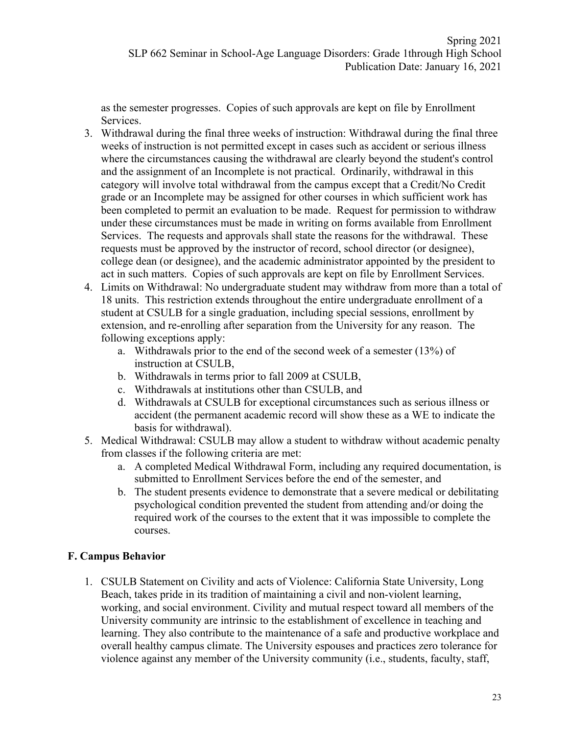as the semester progresses. Copies of such approvals are kept on file by Enrollment Services.

3. Withdrawal during the final three weeks of instruction: Withdrawal during the final three weeks of instruction is not permitted except in cases such as accident or serious illness where the circumstances causing the withdrawal are clearly beyond the student's control and the assignment of an Incomplete is not practical. Ordinarily, withdrawal in this category will involve total withdrawal from the campus except that a Credit/No Credit grade or an Incomplete may be assigned for other courses in which sufficient work has been completed to permit an evaluation to be made. Request for permission to withdraw under these circumstances must be made in writing on forms available from Enrollment Services. The requests and approvals shall state the reasons for the withdrawal. These requests must be approved by the instructor of record, school director (or designee), college dean (or designee), and the academic administrator appointed by the president to act in such matters. Copies of such approvals are kept on file by Enrollment Services.
4. Limits on Withdrawal: No undergraduate student may withdraw from more than a total of 18 units. This restriction extends throughout the entire undergraduate enrollment of a student at CSULB for a single graduation, including special sessions, enrollment by extension, and re-enrolling after separation from the University for any reason. The following exceptions apply:
    a. Withdrawals prior to the end of the second week of a semester (13%) of instruction at CSULB,
    b. Withdrawals in terms prior to fall 2009 at CSULB,
    c. Withdrawals at institutions other than CSULB, and
    d. Withdrawals at CSULB for exceptional circumstances such as serious illness or accident (the permanent academic record will show these as a WE to indicate the basis for withdrawal).
5. Medical Withdrawal: CSULB may allow a student to withdraw without academic penalty from classes if the following criteria are met:
    a. A completed Medical Withdrawal Form, including any required documentation, is submitted to Enrollment Services before the end of the semester, and
    b. The student presents evidence to demonstrate that a severe medical or debilitating psychological condition prevented the student from attending and/or doing the required work of the courses to the extent that it was impossible to complete the courses.

## F. Campus Behavior

1. CSULB Statement on Civility and acts of Violence: California State University, Long Beach, takes pride in its tradition of maintaining a civil and non-violent learning, working, and social environment. Civility and mutual respect toward all members of the University community are intrinsic to the establishment of excellence in teaching and learning. They also contribute to the maintenance of a safe and productive workplace and overall healthy campus climate. The University espouses and practices zero tolerance for violence against any member of the University community (i.e., students, faculty, staff,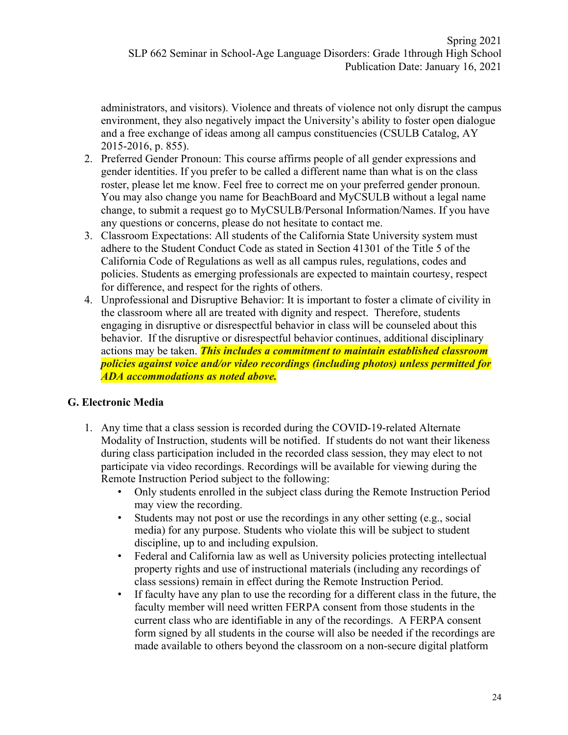administrators, and visitors). Violence and threats of violence not only disrupt the campus environment, they also negatively impact the University's ability to foster open dialogue and a free exchange of ideas among all campus constituencies (CSULB Catalog, AY 2015-2016, p. 855).

2. Preferred Gender Pronoun: This course affirms people of all gender expressions and gender identities. If you prefer to be called a different name than what is on the class roster, please let me know. Feel free to correct me on your preferred gender pronoun. You may also change you name for BeachBoard and MyCSULB without a legal name change, to submit a request go to MyCSULB/Personal Information/Names. If you have any questions or concerns, please do not hesitate to contact me.
3. Classroom Expectations: All students of the California State University system must adhere to the Student Conduct Code as stated in Section 41301 of the Title 5 of the California Code of Regulations as well as all campus rules, regulations, codes and policies. Students as emerging professionals are expected to maintain courtesy, respect for difference, and respect for the rights of others.
4. Unprofessional and Disruptive Behavior: It is important to foster a climate of civility in the classroom where all are treated with dignity and respect. Therefore, students engaging in disruptive or disrespectful behavior in class will be counseled about this behavior. If the disruptive or disrespectful behavior continues, additional disciplinary actions may be taken. ***This includes a commitment to maintain established classroom policies against voice and/or video recordings (including photos) unless permitted for ADA accommodations as noted above.***

## G. Electronic Media

1. Any time that a class session is recorded during the COVID-19-related Alternate Modality of Instruction, students will be notified. If students do not want their likeness during class participation included in the recorded class session, they may elect to not participate via video recordings. Recordings will be available for viewing during the Remote Instruction Period subject to the following:
   - Only students enrolled in the subject class during the Remote Instruction Period may view the recording.
   - Students may not post or use the recordings in any other setting (e.g., social media) for any purpose. Students who violate this will be subject to student discipline, up to and including expulsion.
   - Federal and California law as well as University policies protecting intellectual property rights and use of instructional materials (including any recordings of class sessions) remain in effect during the Remote Instruction Period.
   - If faculty have any plan to use the recording for a different class in the future, the faculty member will need written FERPA consent from those students in the current class who are identifiable in any of the recordings. A FERPA consent form signed by all students in the course will also be needed if the recordings are made available to others beyond the classroom on a non-secure digital platform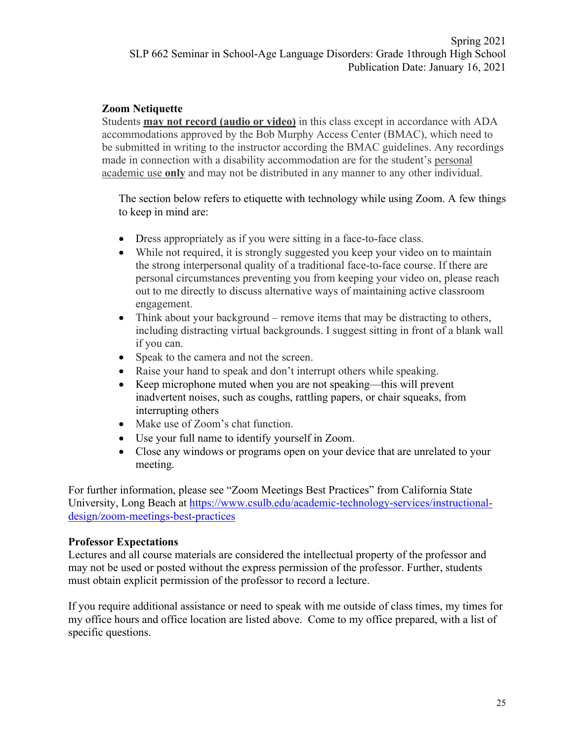### Zoom Netiquette

Students **<u>may not record (audio or video)</u>** in this class except in accordance with ADA accommodations approved by the Bob Murphy Access Center (BMAC), which need to be submitted in writing to the instructor according the BMAC guidelines. Any recordings made in connection with a disability accommodation are for the student's <u>personal academic use **only**</u> and may not be distributed in any manner to any other individual.

The section below refers to etiquette with technology while using Zoom. A few things to keep in mind are:

- Dress appropriately as if you were sitting in a face-to-face class.
- While not required, it is strongly suggested you keep your video on to maintain the strong interpersonal quality of a traditional face-to-face course. If there are personal circumstances preventing you from keeping your video on, please reach out to me directly to discuss alternative ways of maintaining active classroom engagement.
- Think about your background – remove items that may be distracting to others, including distracting virtual backgrounds. I suggest sitting in front of a blank wall if you can.
- Speak to the camera and not the screen.
- Raise your hand to speak and don't interrupt others while speaking.
- Keep microphone muted when you are not speaking—this will prevent inadvertent noises, such as coughs, rattling papers, or chair squeaks, from interrupting others
- Make use of Zoom's chat function.
- Use your full name to identify yourself in Zoom.
- Close any windows or programs open on your device that are unrelated to your meeting.

For further information, please see "Zoom Meetings Best Practices" from California State University, Long Beach at [https://www.csulb.edu/academic-technology-services/instructional-design/zoom-meetings-best-practices](https://www.csulb.edu/academic-technology-services/instructional-design/zoom-meetings-best-practices)

### Professor Expectations

Lectures and all course materials are considered the intellectual property of the professor and may not be used or posted without the express permission of the professor. Further, students must obtain explicit permission of the professor to record a lecture.

If you require additional assistance or need to speak with me outside of class times, my times for my office hours and office location are listed above. Come to my office prepared, with a list of specific questions.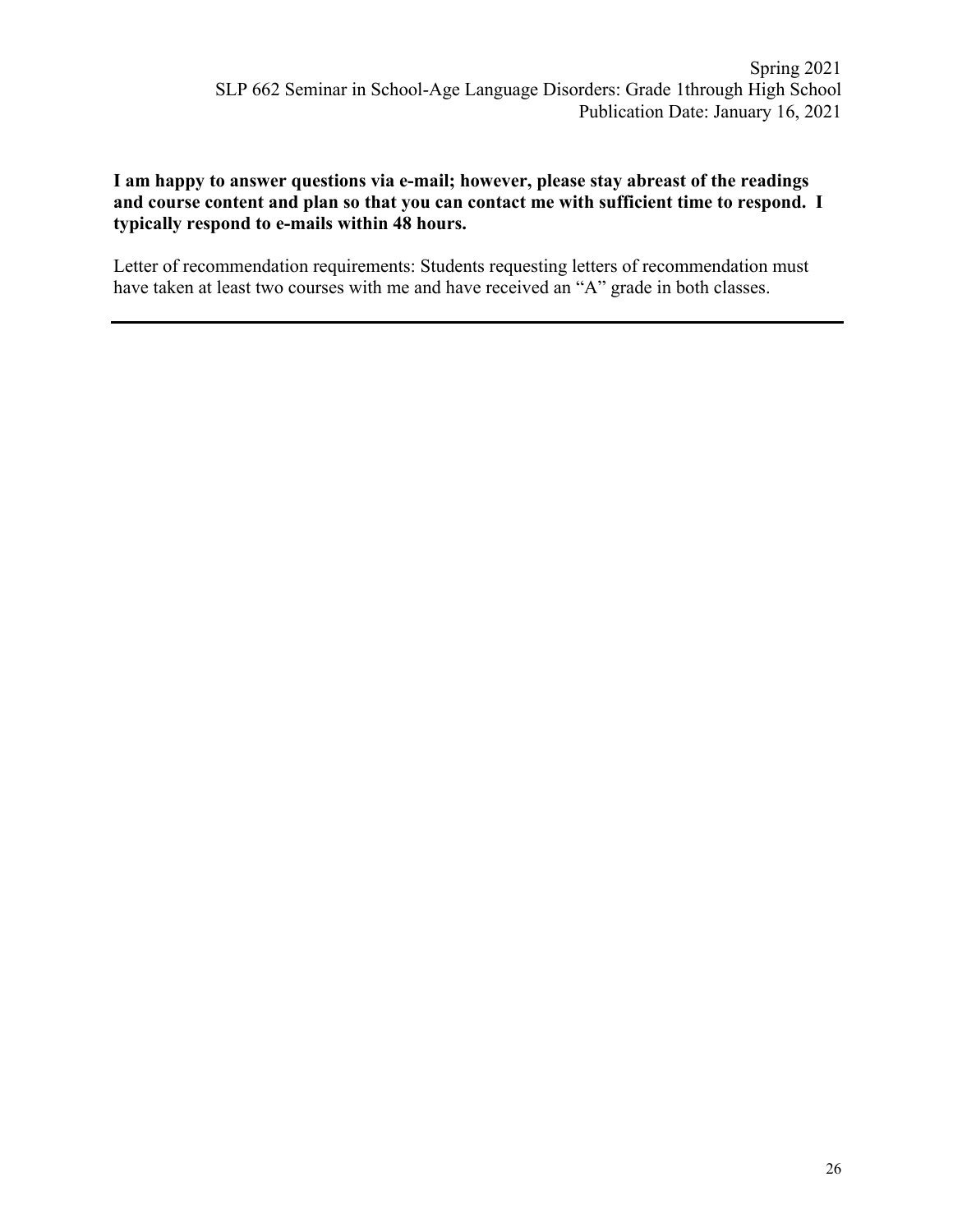**I am happy to answer questions via e-mail; however, please stay abreast of the readings and course content and plan so that you can contact me with sufficient time to respond. I typically respond to e-mails within 48 hours.**

Letter of recommendation requirements: Students requesting letters of recommendation must have taken at least two courses with me and have received an "A" grade in both classes.

---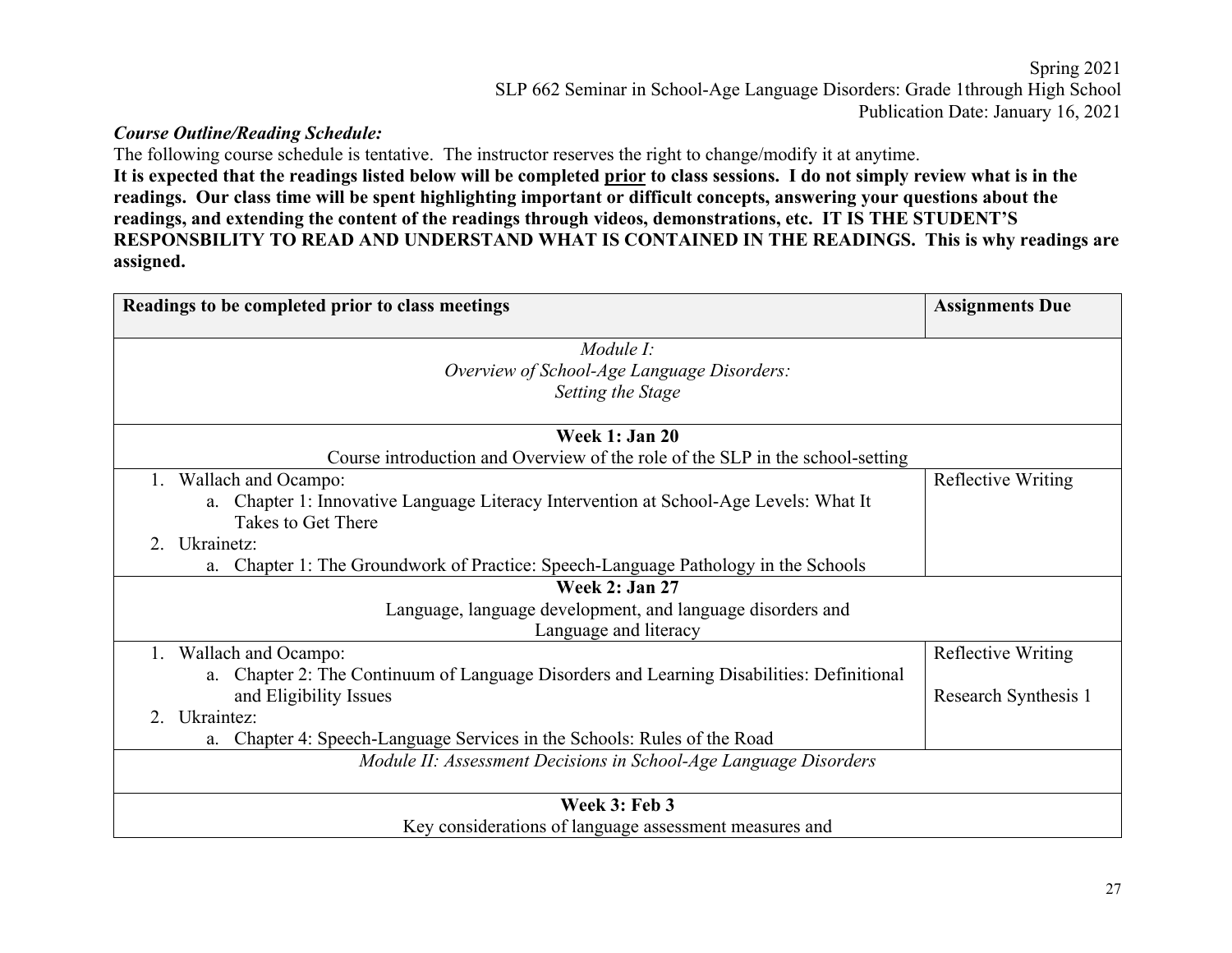Spring 2021
SLP 662 Seminar in School-Age Language Disorders: Grade 1through High School
Publication Date: January 16, 2021

***Course Outline/Reading Schedule:***

The following course schedule is tentative. The instructor reserves the right to change/modify it at anytime.

**It is expected that the readings listed below will be completed <u>prior</u> to class sessions. I do not simply review what is in the readings. Our class time will be spent highlighting important or difficult concepts, answering your questions about the readings, and extending the content of the readings through videos, demonstrations, etc. IT IS THE STUDENT'S RESPONSBILITY TO READ AND UNDERSTAND WHAT IS CONTAINED IN THE READINGS. This is why readings are assigned.**

| Readings to be completed prior to class meetings | Assignments Due |
|---|---|
| *Module I: Overview of School-Age Language Disorders: Setting the Stage* | |
| **Week 1: Jan 20** Course introduction and Overview of the role of the SLP in the school-setting | |
| 1. Wallach and Ocampo: a. Chapter 1: Innovative Language Literacy Intervention at School-Age Levels: What It Takes to Get There 2. Ukrainetz: a. Chapter 1: The Groundwork of Practice: Speech-Language Pathology in the Schools | Reflective Writing |
| **Week 2: Jan 27** Language, language development, and language disorders and Language and literacy | |
| 1. Wallach and Ocampo: a. Chapter 2: The Continuum of Language Disorders and Learning Disabilities: Definitional and Eligibility Issues 2. Ukraintez: a. Chapter 4: Speech-Language Services in the Schools: Rules of the Road | Reflective Writing<br><br>Research Synthesis 1 |
| *Module II: Assessment Decisions in School-Age Language Disorders* | |
| **Week 3: Feb 3** Key considerations of language assessment measures and | |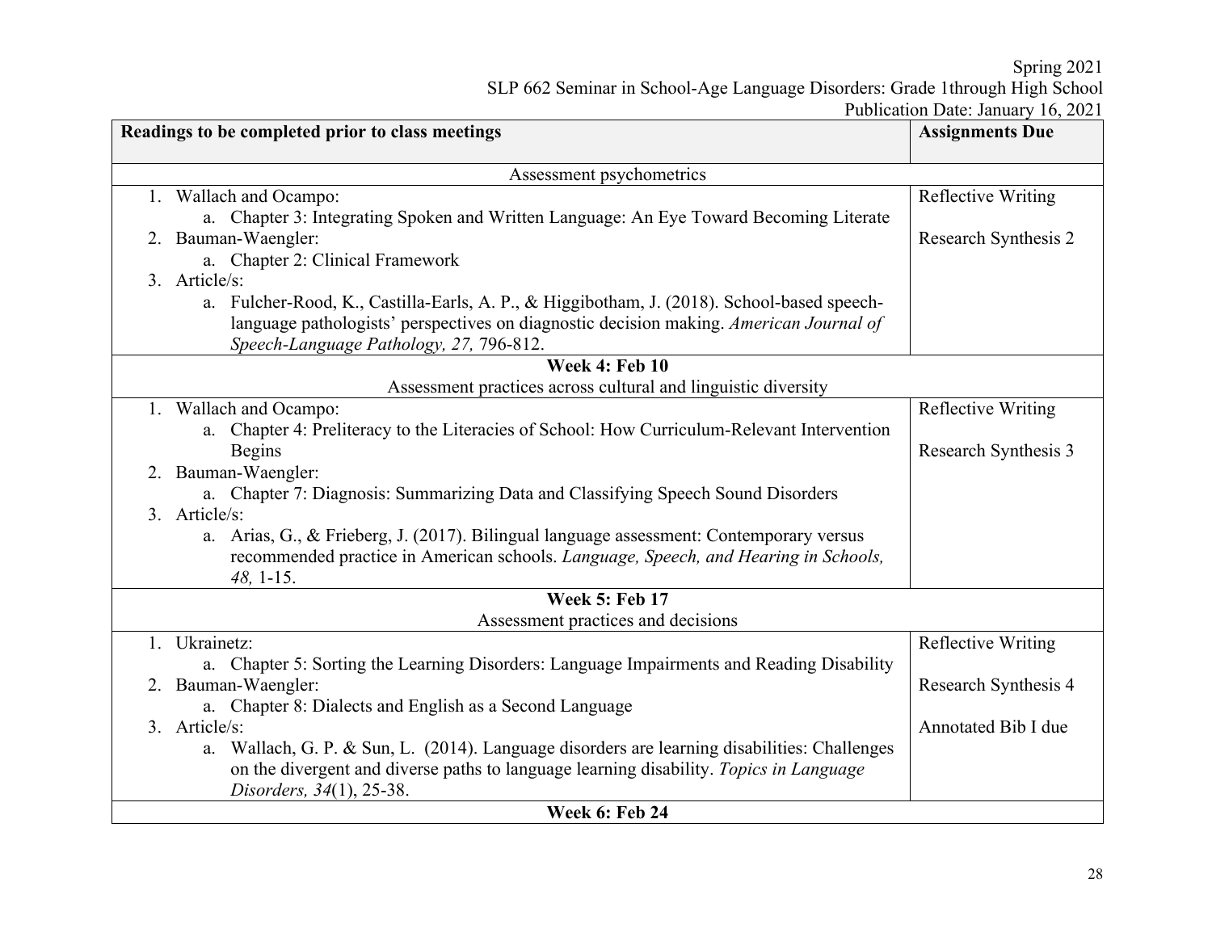| Readings to be completed prior to class meetings | Assignments Due |
|---|---|
| Assessment psychometrics | |
| 1. Wallach and Ocampo:<br>a. Chapter 3: Integrating Spoken and Written Language: An Eye Toward Becoming Literate<br>2. Bauman-Waengler:<br>a. Chapter 2: Clinical Framework<br>3. Article/s:<br>a. Fulcher-Rood, K., Castilla-Earls, A. P., & Higgibotham, J. (2018). School-based speech-language pathologists' perspectives on diagnostic decision making. *American Journal of Speech-Language Pathology, 27,* 796-812. | Reflective Writing<br><br>Research Synthesis 2 |
| **Week 4: Feb 10**<br>Assessment practices across cultural and linguistic diversity | |
| 1. Wallach and Ocampo:<br>a. Chapter 4: Preliteracy to the Literacies of School: How Curriculum-Relevant Intervention Begins<br>2. Bauman-Waengler:<br>a. Chapter 7: Diagnosis: Summarizing Data and Classifying Speech Sound Disorders<br>3. Article/s:<br>a. Arias, G., & Frieberg, J. (2017). Bilingual language assessment: Contemporary versus recommended practice in American schools. *Language, Speech, and Hearing in Schools, 48,* 1-15. | Reflective Writing<br><br>Research Synthesis 3 |
| **Week 5: Feb 17**<br>Assessment practices and decisions | |
| 1. Ukrainetz:<br>a. Chapter 5: Sorting the Learning Disorders: Language Impairments and Reading Disability<br>2. Bauman-Waengler:<br>a. Chapter 8: Dialects and English as a Second Language<br>3. Article/s:<br>a. Wallach, G. P. & Sun, L. (2014). Language disorders are learning disabilities: Challenges on the divergent and diverse paths to language learning disability. *Topics in Language Disorders, 34*(1), 25-38. | Reflective Writing<br><br>Research Synthesis 4<br><br>Annotated Bib I due |
| **Week 6: Feb 24** | |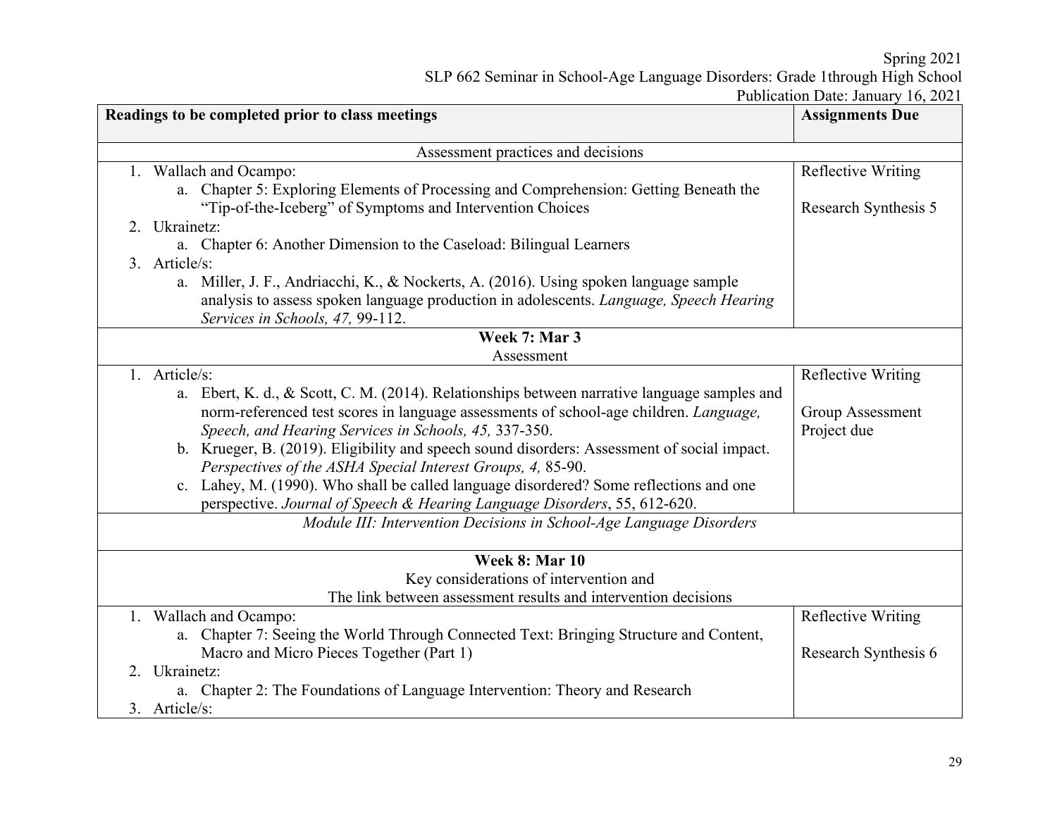| Readings to be completed prior to class meetings | Assignments Due |
| --- | --- |
| Assessment practices and decisions | |
| 1. Wallach and Ocampo:<br>a. Chapter 5: Exploring Elements of Processing and Comprehension: Getting Beneath the "Tip-of-the-Iceberg" of Symptoms and Intervention Choices<br>2. Ukrainetz:<br>a. Chapter 6: Another Dimension to the Caseload: Bilingual Learners<br>3. Article/s:<br>a. Miller, J. F., Andriacchi, K., & Nockerts, A. (2016). Using spoken language sample analysis to assess spoken language production in adolescents. *Language, Speech Hearing Services in Schools, 47,* 99-112. | Reflective Writing<br><br>Research Synthesis 5 |
| **Week 7: Mar 3**<br>Assessment | |
| 1. Article/s:<br>a. Ebert, K. d., & Scott, C. M. (2014). Relationships between narrative language samples and norm-referenced test scores in language assessments of school-age children. *Language, Speech, and Hearing Services in Schools, 45,* 337-350.<br>b. Krueger, B. (2019). Eligibility and speech sound disorders: Assessment of social impact. *Perspectives of the ASHA Special Interest Groups, 4,* 85-90.<br>c. Lahey, M. (1990). Who shall be called language disordered? Some reflections and one perspective. *Journal of Speech & Hearing Language Disorders*, 55, 612-620. | Reflective Writing<br><br>Group Assessment Project due |
| *Module III: Intervention Decisions in School-Age Language Disorders* | |
| **Week 8: Mar 10**<br>Key considerations of intervention and<br>The link between assessment results and intervention decisions | |
| 1. Wallach and Ocampo:<br>a. Chapter 7: Seeing the World Through Connected Text: Bringing Structure and Content, Macro and Micro Pieces Together (Part 1)<br>2. Ukrainetz:<br>a. Chapter 2: The Foundations of Language Intervention: Theory and Research<br>3. Article/s: | Reflective Writing<br><br>Research Synthesis 6 |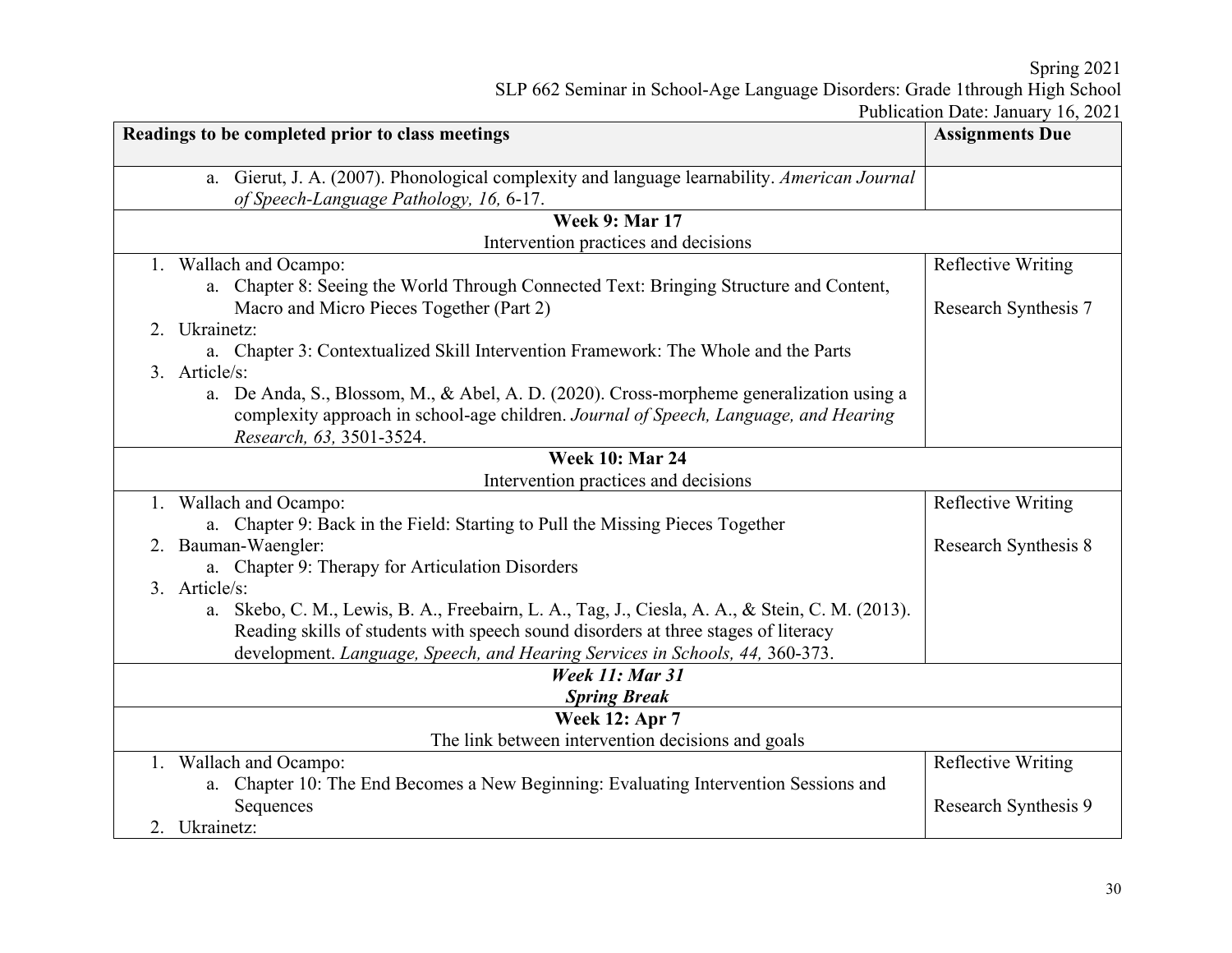| Readings to be completed prior to class meetings | Assignments Due |
|---|---|
| a. Gierut, J. A. (2007). Phonological complexity and language learnability. *American Journal of Speech-Language Pathology, 16,* 6-17. | |
| **Week 9: Mar 17**<br>Intervention practices and decisions | |
| 1. Wallach and Ocampo:<br>a. Chapter 8: Seeing the World Through Connected Text: Bringing Structure and Content, Macro and Micro Pieces Together (Part 2)<br>2. Ukrainetz:<br>a. Chapter 3: Contextualized Skill Intervention Framework: The Whole and the Parts<br>3. Article/s:<br>a. De Anda, S., Blossom, M., & Abel, A. D. (2020). Cross-morpheme generalization using a complexity approach in school-age children. *Journal of Speech, Language, and Hearing Research, 63,* 3501-3524. | Reflective Writing<br><br>Research Synthesis 7 |
| **Week 10: Mar 24**<br>Intervention practices and decisions | |
| 1. Wallach and Ocampo:<br>a. Chapter 9: Back in the Field: Starting to Pull the Missing Pieces Together<br>2. Bauman-Waengler:<br>a. Chapter 9: Therapy for Articulation Disorders<br>3. Article/s:<br>a. Skebo, C. M., Lewis, B. A., Freebairn, L. A., Tag, J., Ciesla, A. A., & Stein, C. M. (2013). Reading skills of students with speech sound disorders at three stages of literacy development. *Language, Speech, and Hearing Services in Schools, 44,* 360-373. | Reflective Writing<br><br>Research Synthesis 8 |
| ***Week 11: Mar 31***<br>***Spring Break*** | |
| **Week 12: Apr 7**<br>The link between intervention decisions and goals | |
| 1. Wallach and Ocampo:<br>a. Chapter 10: The End Becomes a New Beginning: Evaluating Intervention Sessions and Sequences<br>2. Ukrainetz: | Reflective Writing<br><br>Research Synthesis 9 |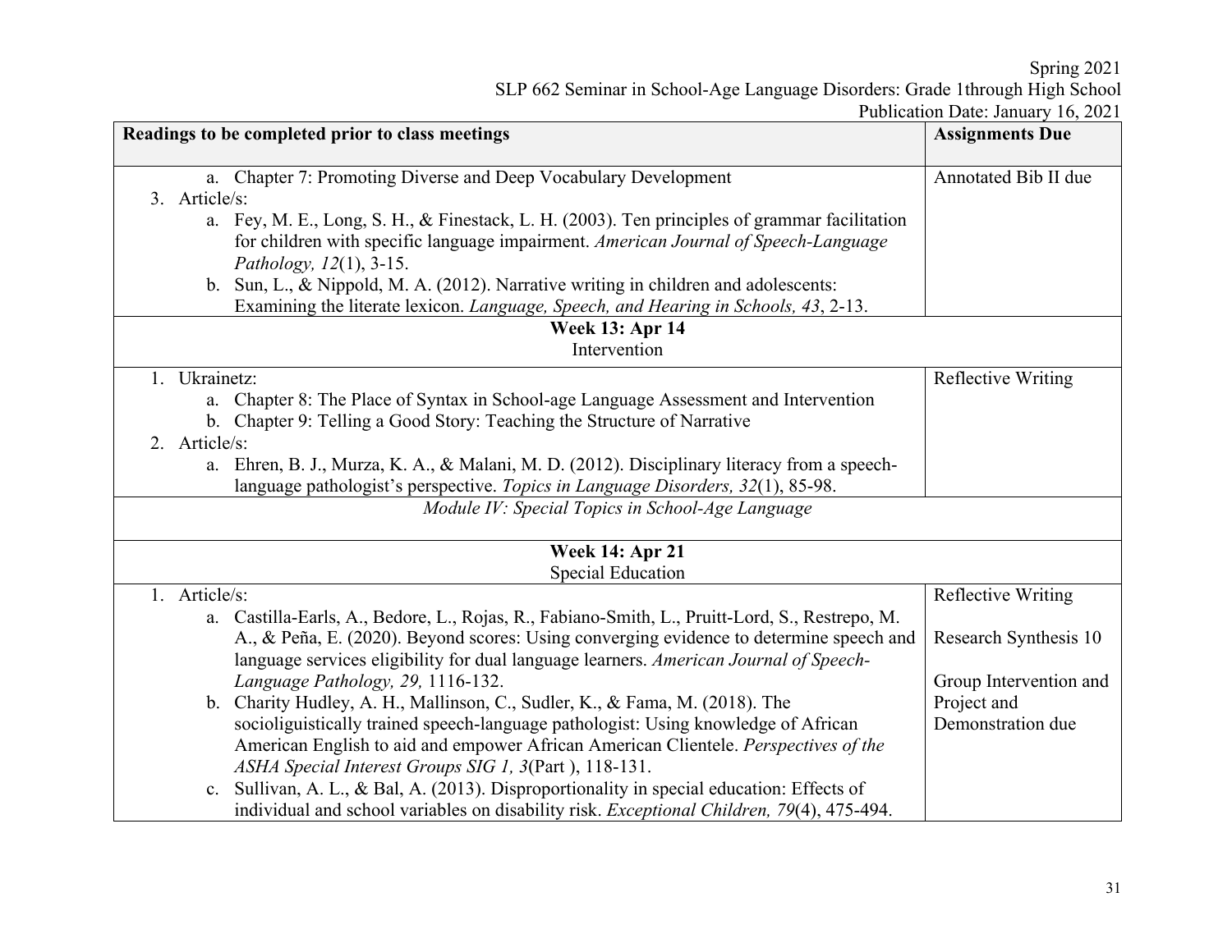| Readings to be completed prior to class meetings | Assignments Due |
| --- | --- |
| a. Chapter 7: Promoting Diverse and Deep Vocabulary Development<br>3. Article/s:<br>a. Fey, M. E., Long, S. H., & Finestack, L. H. (2003). Ten principles of grammar facilitation for children with specific language impairment. *American Journal of Speech-Language Pathology, 12*(1), 3-15.<br>b. Sun, L., & Nippold, M. A. (2012). Narrative writing in children and adolescents: Examining the literate lexicon. *Language, Speech, and Hearing in Schools, 43*, 2-13. | Annotated Bib II due |
| **Week 13: Apr 14**<br>Intervention | |
| 1. Ukrainetz:<br>a. Chapter 8: The Place of Syntax in School-age Language Assessment and Intervention<br>b. Chapter 9: Telling a Good Story: Teaching the Structure of Narrative<br>2. Article/s:<br>a. Ehren, B. J., Murza, K. A., & Malani, M. D. (2012). Disciplinary literacy from a speech-language pathologist's perspective. *Topics in Language Disorders, 32*(1), 85-98. | Reflective Writing |
| *Module IV: Special Topics in School-Age Language* | |
| **Week 14: Apr 21**<br>Special Education | |
| 1. Article/s:<br>a. Castilla-Earls, A., Bedore, L., Rojas, R., Fabiano-Smith, L., Pruitt-Lord, S., Restrepo, M. A., & Peña, E. (2020). Beyond scores: Using converging evidence to determine speech and language services eligibility for dual language learners. *American Journal of Speech-Language Pathology, 29,* 1116-132.<br>b. Charity Hudley, A. H., Mallinson, C., Sudler, K., & Fama, M. (2018). The socioliguistically trained speech-language pathologist: Using knowledge of African American English to aid and empower African American Clientele. *Perspectives of the ASHA Special Interest Groups SIG 1, 3*(Part ), 118-131.<br>c. Sullivan, A. L., & Bal, A. (2013). Disproportionality in special education: Effects of individual and school variables on disability risk. *Exceptional Children, 79*(4), 475-494. | Reflective Writing<br><br>Research Synthesis 10<br><br>Group Intervention and Project and Demonstration due |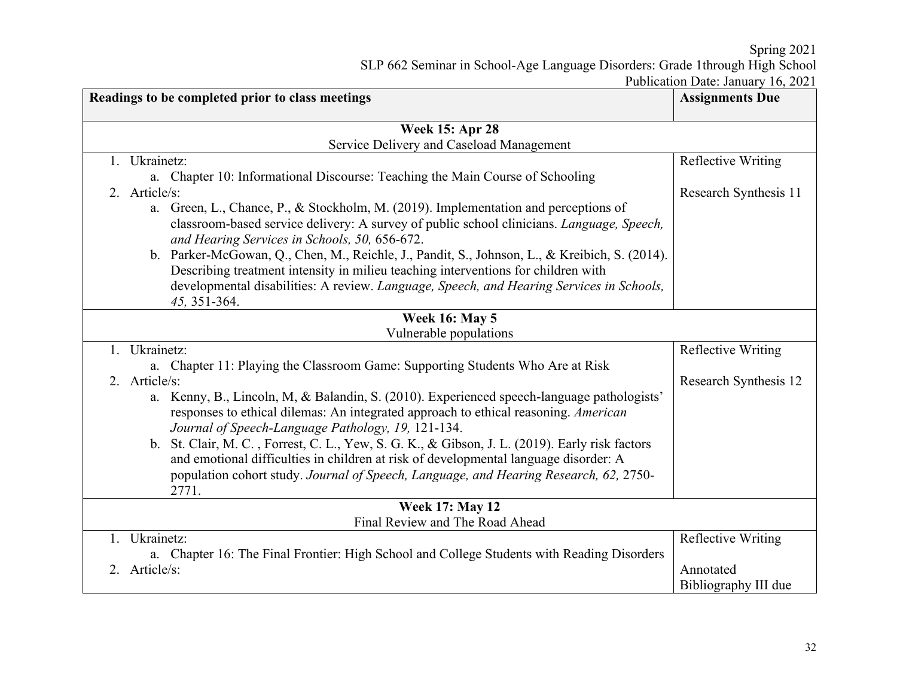| Readings to be completed prior to class meetings | Assignments Due |
|---|---|
| **Week 15: Apr 28**<br>Service Delivery and Caseload Management | |
| 1. Ukrainetz:<br>a. Chapter 10: Informational Discourse: Teaching the Main Course of Schooling<br>2. Article/s:<br>a. Green, L., Chance, P., & Stockholm, M. (2019). Implementation and perceptions of classroom-based service delivery: A survey of public school clinicians. *Language, Speech, and Hearing Services in Schools, 50,* 656-672.<br>b. Parker-McGowan, Q., Chen, M., Reichle, J., Pandit, S., Johnson, L., & Kreibich, S. (2014). Describing treatment intensity in milieu teaching interventions for children with developmental disabilities: A review. *Language, Speech, and Hearing Services in Schools, 45,* 351-364. | Reflective Writing<br><br>Research Synthesis 11 |
| **Week 16: May 5**<br>Vulnerable populations | |
| 1. Ukrainetz:<br>a. Chapter 11: Playing the Classroom Game: Supporting Students Who Are at Risk<br>2. Article/s:<br>a. Kenny, B., Lincoln, M, & Balandin, S. (2010). Experienced speech-language pathologists' responses to ethical dilemas: An integrated approach to ethical reasoning. *American Journal of Speech-Language Pathology, 19,* 121-134.<br>b. St. Clair, M. C. , Forrest, C. L., Yew, S. G. K., & Gibson, J. L. (2019). Early risk factors and emotional difficulties in children at risk of developmental language disorder: A population cohort study. *Journal of Speech, Language, and Hearing Research, 62,* 2750-2771. | Reflective Writing<br><br>Research Synthesis 12 |
| **Week 17: May 12**<br>Final Review and The Road Ahead | |
| 1. Ukrainetz:<br>a. Chapter 16: The Final Frontier: High School and College Students with Reading Disorders<br>2. Article/s: | Reflective Writing<br><br>Annotated Bibliography III due |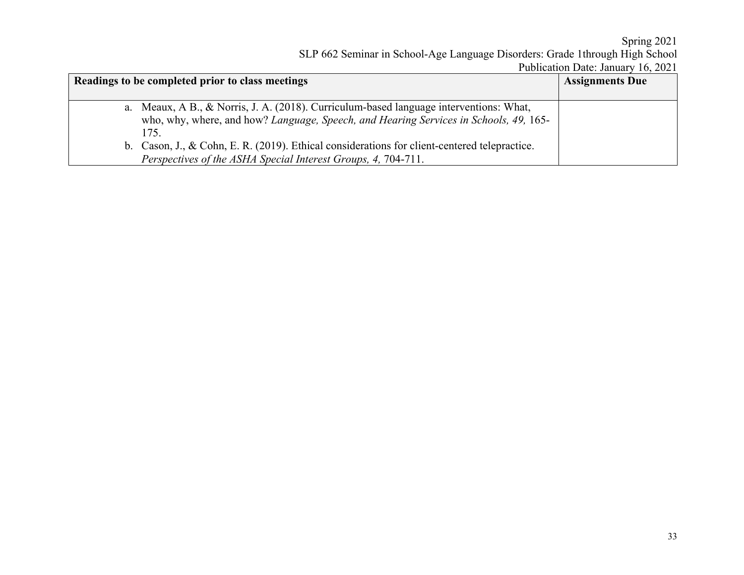| Readings to be completed prior to class meetings | Assignments Due |
|---|---|
| a. Meaux, A B., & Norris, J. A. (2018). Curriculum-based language interventions: What, who, why, where, and how? *Language, Speech, and Hearing Services in Schools, 49,* 165-175.<br>b. Cason, J., & Cohn, E. R. (2019). Ethical considerations for client-centered telepractice. *Perspectives of the ASHA Special Interest Groups, 4,* 704-711. | |